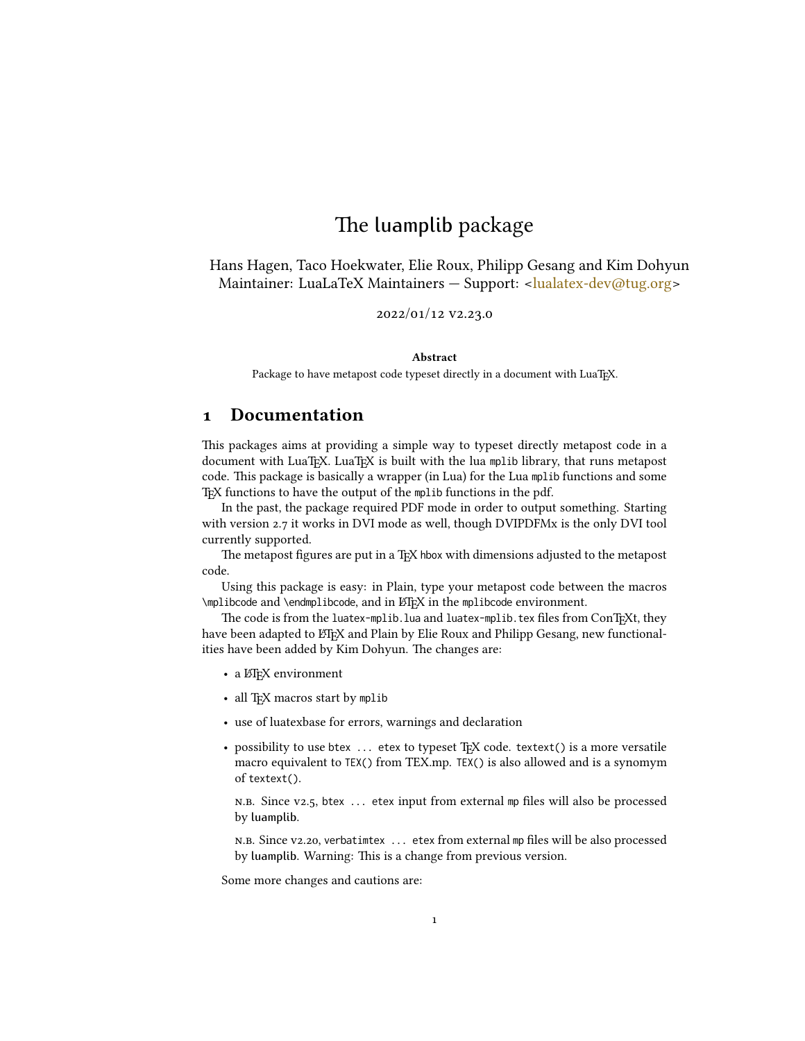# The luamplib package

Hans Hagen, Taco Hoekwater, Elie Roux, Philipp Gesang and Kim Dohyun
Maintainer: LuaLaTeX Maintainers — Support: <lualatex-dev@tug.org>

2022/01/12 v2.23.0

**Abstract**

Package to have metapost code typeset directly in a document with LuaTeX.

## 1 Documentation

This packages aims at providing a simple way to typeset directly metapost code in a document with LuaTeX. LuaTeX is built with the lua `mplib` library, that runs metapost code. This package is basically a wrapper (in Lua) for the Lua `mplib` functions and some TeX functions to have the output of the `mplib` functions in the pdf.

In the past, the package required PDF mode in order to output something. Starting with version 2.7 it works in DVI mode as well, though DVIPDFMx is the only DVI tool currently supported.

The metapost figures are put in a TeX `hbox` with dimensions adjusted to the metapost code.

Using this package is easy: in Plain, type your metapost code between the macros `\mplibcode` and `\endmplibcode`, and in LaTeX in the `mplibcode` environment.

The code is from the `luatex-mplib.lua` and `luatex-mplib.tex` files from ConTeXt, they have been adapted to LaTeX and Plain by Elie Roux and Philipp Gesang, new functionalities have been added by Kim Dohyun. The changes are:

- a LaTeX environment
- all TeX macros start by `mplib`
- use of luatexbase for errors, warnings and declaration
- possibility to use `btex ... etex` to typeset TeX code. `textext()` is a more versatile macro equivalent to `TEX()` from TEX.mp. `TEX()` is also allowed and is a synomym of `textext()`.

  N.B. Since v2.5, `btex ... etex` input from external `mp` files will also be processed by luamplib.

  N.B. Since v2.20, `verbatimtex ... etex` from external `mp` files will be also processed by luamplib. Warning: This is a change from previous version.

Some more changes and cautions are: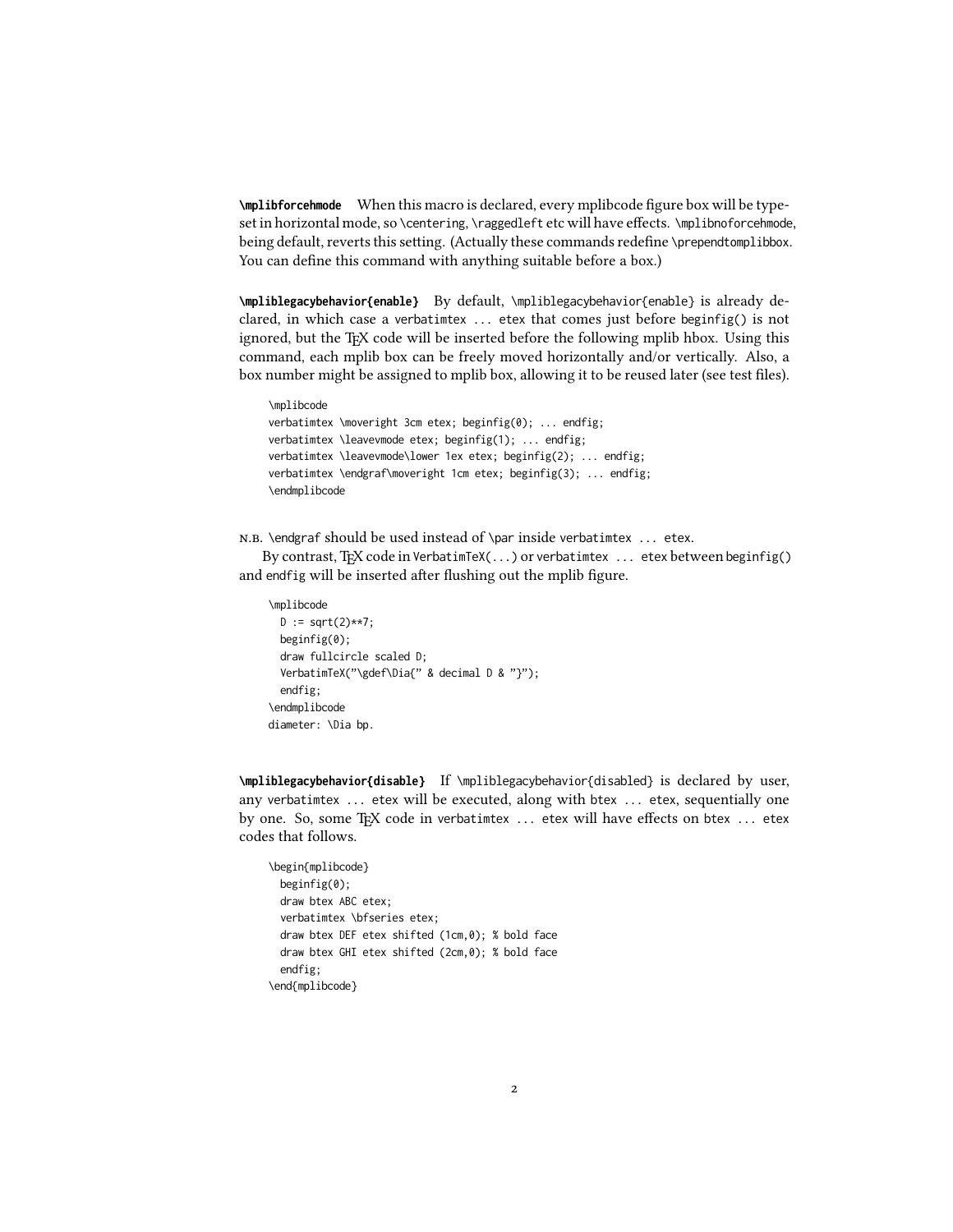**`\mplibforcehmode`** When this macro is declared, every mplibcode figure box will be typeset in horizontal mode, so `\centering`, `\raggedleft` etc will have effects. `\mplibnoforcehmode`, being default, reverts this setting. (Actually these commands redefine `\prependtomplibbox`. You can define this command with anything suitable before a box.)

**`\mpliblegacybehavior{enable}`** By default, `\mpliblegacybehavior{enable}` is already declared, in which case a `verbatimtex ... etex` that comes just before `beginfig()` is not ignored, but the TeX code will be inserted before the following mplib hbox. Using this command, each mplib box can be freely moved horizontally and/or vertically. Also, a box number might be assigned to mplib box, allowing it to be reused later (see test files).

```
\mplibcode
verbatimtex \moveright 3cm etex; beginfig(0); ... endfig;
verbatimtex \leavevmode etex; beginfig(1); ... endfig;
verbatimtex \leavevmode\lower 1ex etex; beginfig(2); ... endfig;
verbatimtex \endgraf\moveright 1cm etex; beginfig(3); ... endfig;
\endmplibcode
```

N.B. `\endgraf` should be used instead of `\par` inside `verbatimtex ... etex`.

By contrast, TeX code in `VerbatimTeX(...)` or `verbatimtex ... etex` between `beginfig()` and `endfig` will be inserted after flushing out the mplib figure.

```
\mplibcode
  D := sqrt(2)**7;
  beginfig(0);
  draw fullcircle scaled D;
  VerbatimTeX("\gdef\Dia{" & decimal D & "}");
  endfig;
\endmplibcode
diameter: \Dia bp.
```

**`\mpliblegacybehavior{disable}`** If `\mpliblegacybehavior{disabled}` is declared by user, any `verbatimtex ... etex` will be executed, along with `btex ... etex`, sequentially one by one. So, some TeX code in `verbatimtex ... etex` will have effects on `btex ... etex` codes that follows.

```
\begin{mplibcode}
  beginfig(0);
  draw btex ABC etex;
  verbatimtex \bfseries etex;
  draw btex DEF etex shifted (1cm,0); % bold face
  draw btex GHI etex shifted (2cm,0); % bold face
  endfig;
\end{mplibcode}
```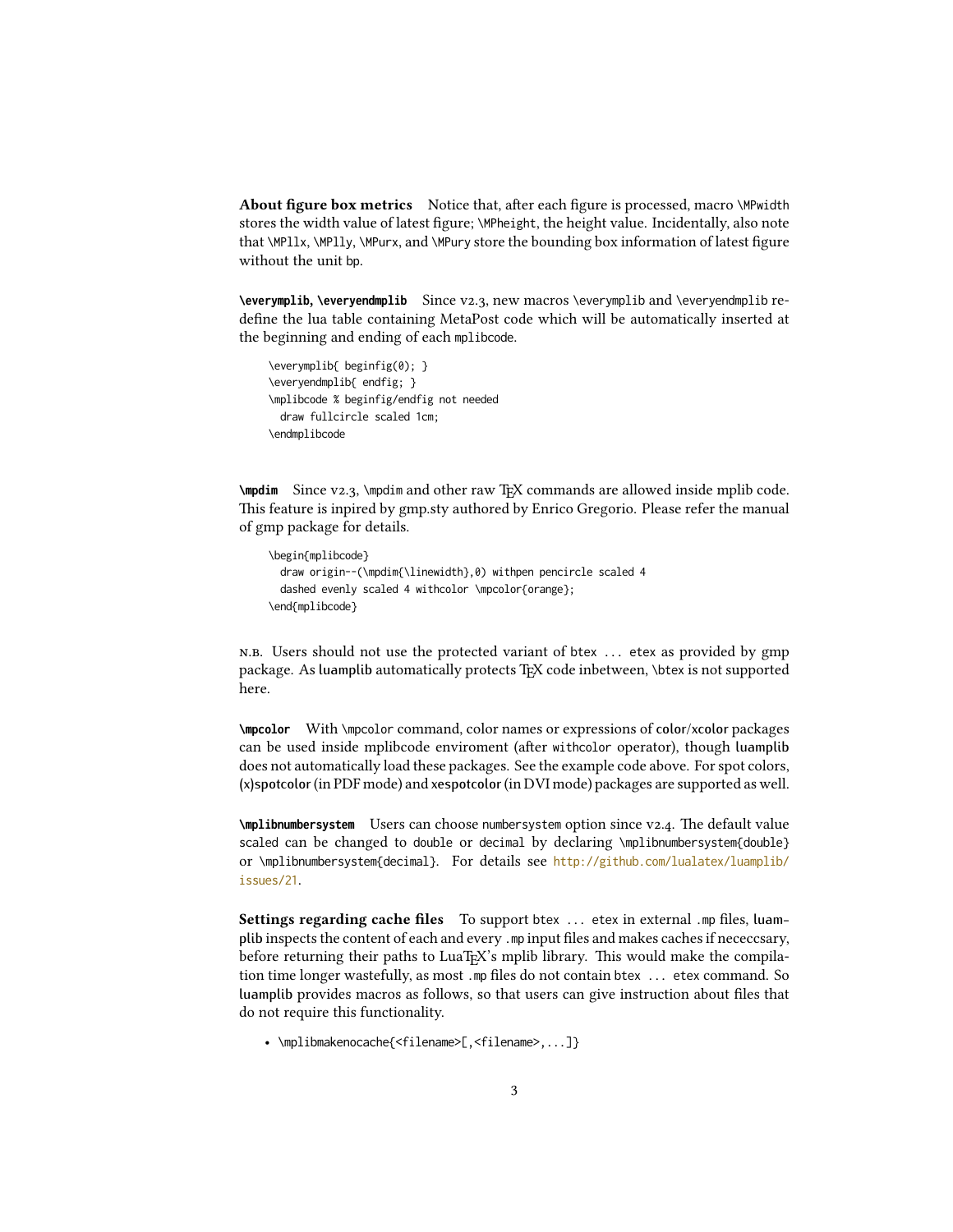**About figure box metrics** Notice that, after each figure is processed, macro `\MPwidth` stores the width value of latest figure; `\MPheight`, the height value. Incidentally, also note that `\MPllx`, `\MPlly`, `\MPurx`, and `\MPury` store the bounding box information of latest figure without the unit `bp`.

**`\everymplib`, `\everyendmplib`** Since v2.3, new macros `\everymplib` and `\everyendmplib` redefine the lua table containing MetaPost code which will be automatically inserted at the beginning and ending of each `mplibcode`.

```
\everymplib{ beginfig(0); }
\everyendmplib{ endfig; }
\mplibcode % beginfig/endfig not needed
  draw fullcircle scaled 1cm;
\endmplibcode
```

**`\mpdim`** Since v2.3, `\mpdim` and other raw TeX commands are allowed inside mplib code. This feature is inpired by gmp.sty authored by Enrico Gregorio. Please refer the manual of gmp package for details.

```
\begin{mplibcode}
  draw origin--(\mpdim{\linewidth},0) withpen pencircle scaled 4
  dashed evenly scaled 4 withcolor \mpcolor{orange};
\end{mplibcode}
```

N.B. Users should not use the protected variant of `btex ... etex` as provided by gmp package. As luamplib automatically protects TeX code inbetween, `\btex` is not supported here.

**`\mpcolor`** With `\mpcolor` command, color names or expressions of color/xcolor packages can be used inside mplibcode enviroment (after `withcolor` operator), though luamplib does not automatically load these packages. See the example code above. For spot colors, (x)spotcolor (in PDF mode) and xespotcolor (in DVI mode) packages are supported as well.

**`\mplibnumbersystem`** Users can choose `numbersystem` option since v2.4. The default value `scaled` can be changed to `double` or `decimal` by declaring `\mplibnumbersystem{double}` or `\mplibnumbersystem{decimal}`. For details see http://github.com/lualatex/luamplib/issues/21.

**Settings regarding cache files** To support `btex ... etex` in external `.mp` files, luamplib inspects the content of each and every `.mp` input files and makes caches if nececcsary, before returning their paths to LuaTeX's mplib library. This would make the compilation time longer wastefully, as most `.mp` files do not contain `btex ... etex` command. So luamplib provides macros as follows, so that users can give instruction about files that do not require this functionality.

- `\mplibmakenocache{<filename>[,<filename>,...]}`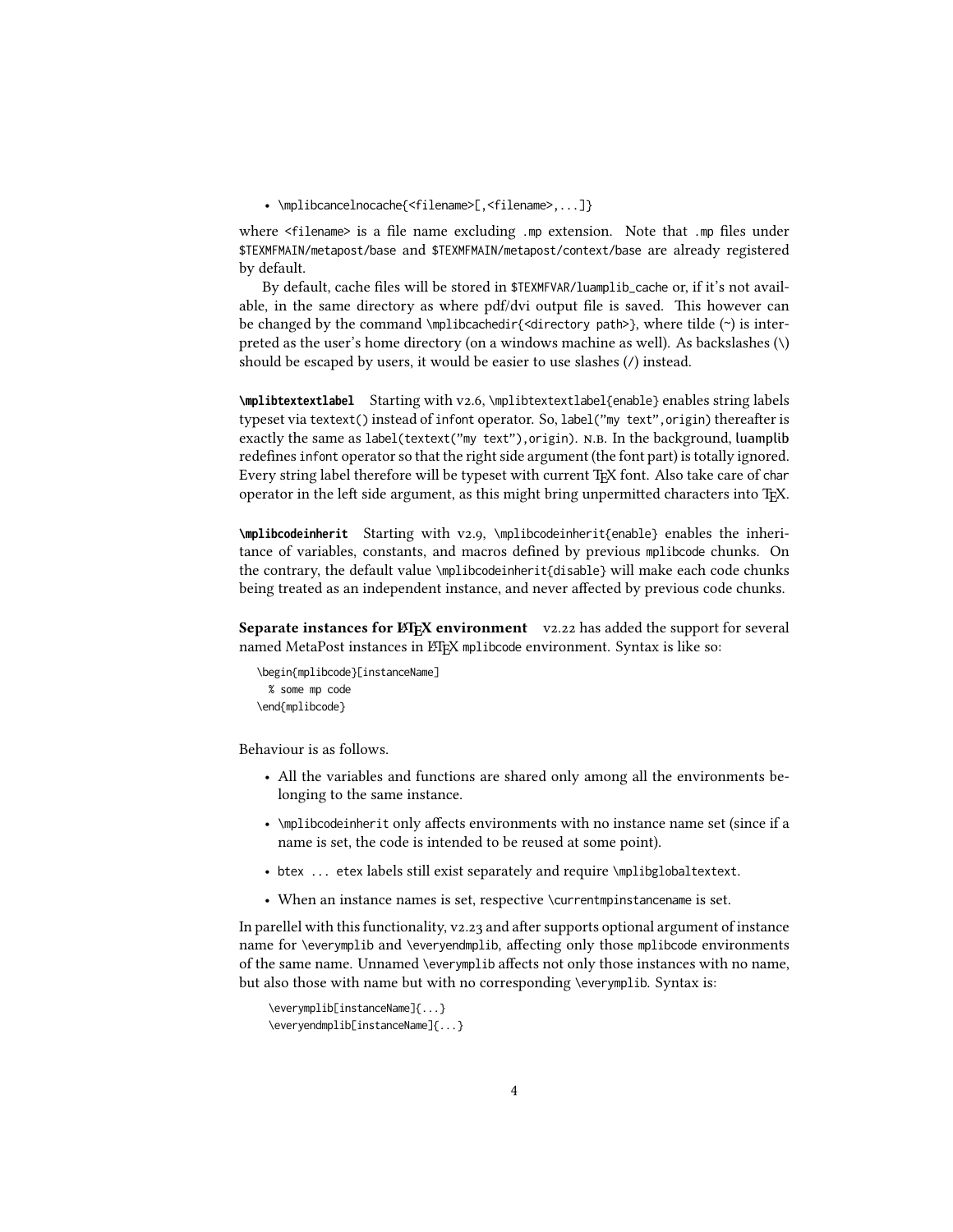- `\mplibcancelnocache{<filename>[,<filename>,...]}`

where `<filename>` is a file name excluding `.mp` extension. Note that `.mp` files under `$TEXMFMAIN/metapost/base` and `$TEXMFMAIN/metapost/context/base` are already registered by default.

By default, cache files will be stored in `$TEXMFVAR/luamplib_cache` or, if it's not available, in the same directory as where pdf/dvi output file is saved. This however can be changed by the command `\mplibcachedir{<directory path>}`, where tilde (~) is interpreted as the user's home directory (on a windows machine as well). As backslashes (\) should be escaped by users, it would be easier to use slashes (/) instead.

**`\mplibtextextlabel`** Starting with v2.6, `\mplibtextextlabel{enable}` enables string labels typeset via `textext()` instead of `infont` operator. So, `label("my text",origin)` thereafter is exactly the same as `label(textext("my text"),origin)`. N.B. In the background, luamplib redefines `infont` operator so that the right side argument (the font part) is totally ignored. Every string label therefore will be typeset with current TeX font. Also take care of `char` operator in the left side argument, as this might bring unpermitted characters into TeX.

**`\mplibcodeinherit`** Starting with v2.9, `\mplibcodeinherit{enable}` enables the inheritance of variables, constants, and macros defined by previous `mplibcode` chunks. On the contrary, the default value `\mplibcodeinherit{disable}` will make each code chunks being treated as an independent instance, and never affected by previous code chunks.

**Separate instances for LaTeX environment** v2.22 has added the support for several named MetaPost instances in LaTeX `mplibcode` environment. Syntax is like so:

```
\begin{mplibcode}[instanceName]
  % some mp code
\end{mplibcode}
```

Behaviour is as follows.

- All the variables and functions are shared only among all the environments belonging to the same instance.
- `\mplibcodeinherit` only affects environments with no instance name set (since if a name is set, the code is intended to be reused at some point).
- `btex ... etex` labels still exist separately and require `\mplibglobaltextext`.
- When an instance names is set, respective `\currentmpinstancename` is set.

In parellel with this functionality, v2.23 and after supports optional argument of instance name for `\everymplib` and `\everyendmplib`, affecting only those `mplibcode` environments of the same name. Unnamed `\everymplib` affects not only those instances with no name, but also those with name but with no corresponding `\everymplib`. Syntax is:

```
\everymplib[instanceName]{...}
\everyendmplib[instanceName]{...}
```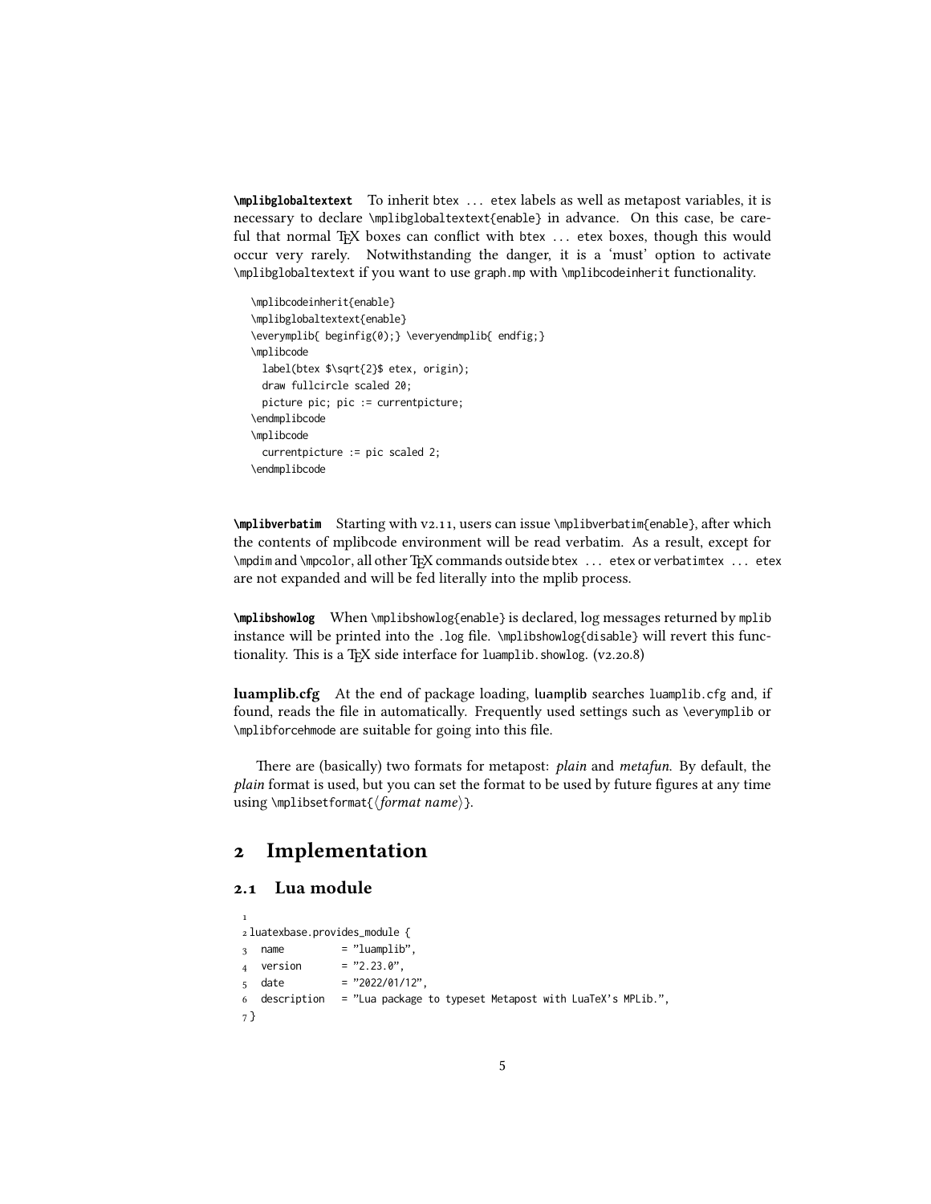**\mplibglobaltextext** To inherit btex ... etex labels as well as metapost variables, it is necessary to declare \mplibglobaltextext{enable} in advance. On this case, be careful that normal TEX boxes can conflict with btex ... etex boxes, though this would occur very rarely. Notwithstanding the danger, it is a 'must' option to activate \mplibglobaltextext if you want to use graph.mp with \mplibcodeinherit functionality.

```
\mplibcodeinherit{enable}
\mplibglobaltextext{enable}
\everymplib{ beginfig(0);} \everyendmplib{ endfig;}
\mplibcode
  label(btex $\sqrt{2}$ etex, origin);
  draw fullcircle scaled 20;
  picture pic; pic := currentpicture;
\endmplibcode
\mplibcode
  currentpicture := pic scaled 2;
\endmplibcode
```

**\mplibverbatim** Starting with v2.11, users can issue \mplibverbatim{enable}, after which the contents of mplibcode environment will be read verbatim. As a result, except for \mpdim and \mpcolor, all other TEX commands outside btex ... etex or verbatimtex ... etex are not expanded and will be fed literally into the mplib process.

**\mplibshowlog** When \mplibshowlog{enable} is declared, log messages returned by mplib instance will be printed into the .log file. \mplibshowlog{disable} will revert this functionality. This is a TEX side interface for luamplib.showlog. (v2.20.8)

**luamplib.cfg** At the end of package loading, luamplib searches luamplib.cfg and, if found, reads the file in automatically. Frequently used settings such as \everymplib or \mplibforcehmode are suitable for going into this file.

There are (basically) two formats for metapost: *plain* and *metafun*. By default, the *plain* format is used, but you can set the format to be used by future figures at any time using \mplibsetformat{⟨*format name*⟩}.

# 2 Implementation

## 2.1 Lua module

```
1
2 luatexbase.provides_module {
3   name          = "luamplib",
4   version       = "2.23.0",
5   date          = "2022/01/12",
6   description   = "Lua package to typeset Metapost with LuaTeX's MPLib.",
7 }
```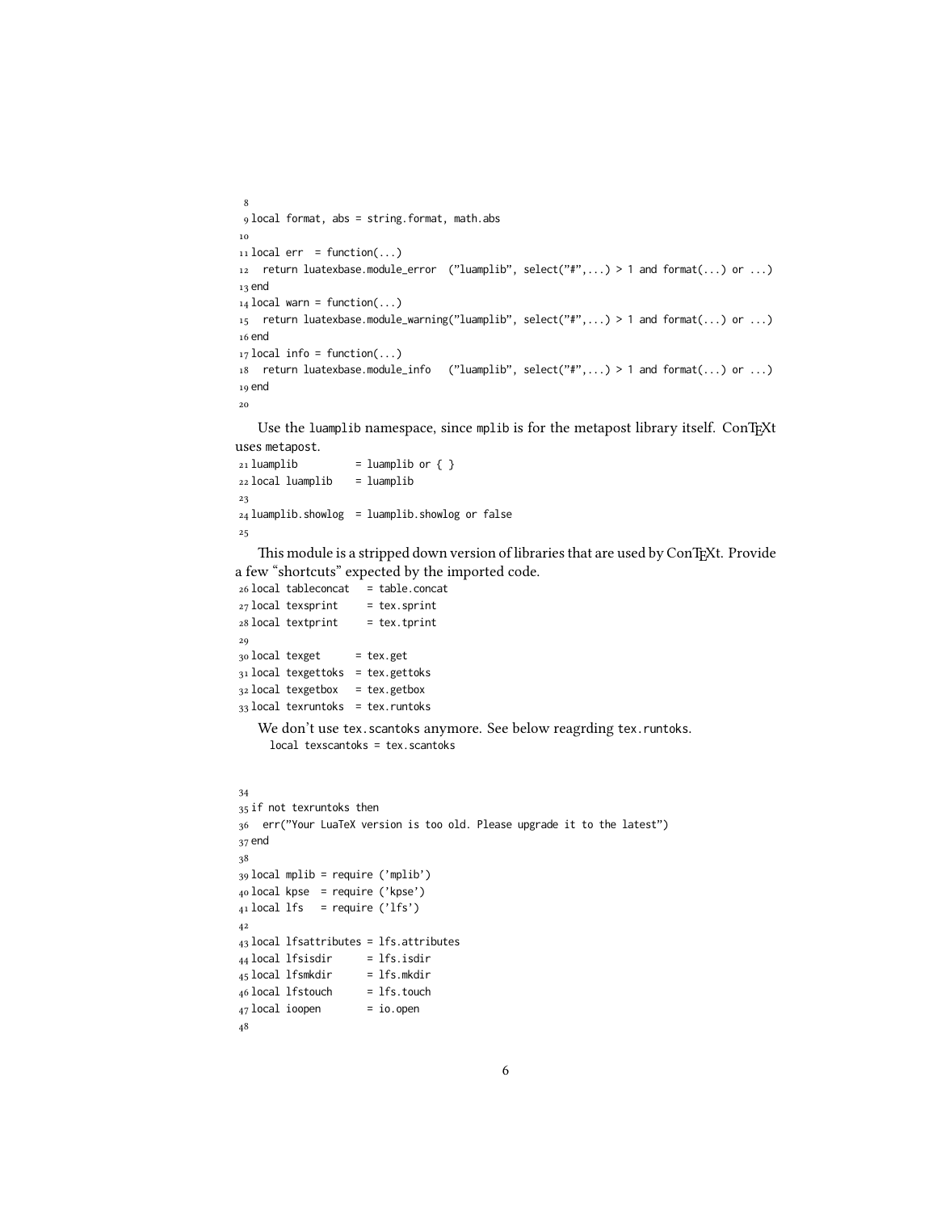```
8
9 local format, abs = string.format, math.abs
10
11 local err  = function(...)
12   return luatexbase.module_error  ("luamplib", select("#",...) > 1 and format(...) or ...)
13 end
14 local warn = function(...)
15   return luatexbase.module_warning("luamplib", select("#",...) > 1 and format(...) or ...)
16 end
17 local info = function(...)
18   return luatexbase.module_info   ("luamplib", select("#",...) > 1 and format(...) or ...)
19 end
20
```

Use the luamplib namespace, since mplib is for the metapost library itself. ConTEXt uses metapost.

```
21 luamplib         = luamplib or { }
22 local luamplib   = luamplib
23
24 luamplib.showlog  = luamplib.showlog or false
25
```

This module is a stripped down version of libraries that are used by ConTEXt. Provide a few "shortcuts" expected by the imported code.

```
26 local tableconcat   = table.concat
27 local texsprint     = tex.sprint
28 local textprint     = tex.tprint
29
30 local texget      = tex.get
31 local texgettoks  = tex.gettoks
32 local texgetbox   = tex.getbox
33 local texruntoks  = tex.runtoks
```

We don't use tex.scantoks anymore. See below reagrding tex.runtoks.

```
local texscantoks = tex.scantoks
```

```
34
35 if not texruntoks then
36   err("Your LuaTeX version is too old. Please upgrade it to the latest")
37 end
38
39 local mplib = require ('mplib')
40 local kpse  = require ('kpse')
41 local lfs   = require ('lfs')
42
43 local lfsattributes = lfs.attributes
44 local lfsisdir      = lfs.isdir
45 local lfsmkdir      = lfs.mkdir
46 local lfstouch      = lfs.touch
47 local ioopen        = io.open
48
```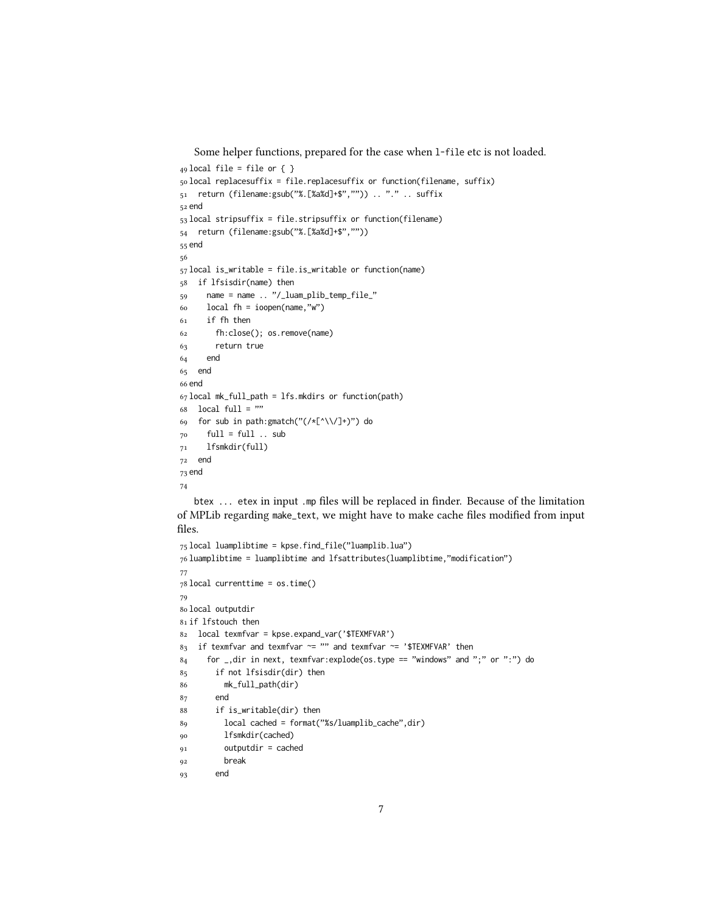Some helper functions, prepared for the case when `l-file` etc is not loaded.

```
49 local file = file or { }
50 local replacesuffix = file.replacesuffix or function(filename, suffix)
51   return (filename:gsub("%.[%a%d]+$","")) .. "." .. suffix
52 end
53 local stripsuffix = file.stripsuffix or function(filename)
54   return (filename:gsub("%.[%a%d]+$",""))
55 end
56
57 local is_writable = file.is_writable or function(name)
58   if lfsisdir(name) then
59     name = name .. "/_luam_plib_temp_file_"
60     local fh = ioopen(name,"w")
61     if fh then
62       fh:close(); os.remove(name)
63       return true
64     end
65   end
66 end
67 local mk_full_path = lfs.mkdirs or function(path)
68   local full = ""
69   for sub in path:gmatch("(/*[^\\/]+)") do
70     full = full .. sub
71     lfsmkdir(full)
72   end
73 end
74
```

`btex ... etex` in input `.mp` files will be replaced in finder. Because of the limitation of MPLib regarding `make_text`, we might have to make cache files modified from input files.

```
75 local luamplibtime = kpse.find_file("luamplib.lua")
76 luamplibtime = luamplibtime and lfsattributes(luamplibtime,"modification")
77
78 local currenttime = os.time()
79
80 local outputdir
81 if lfstouch then
82   local texmfvar = kpse.expand_var('$TEXMFVAR')
83   if texmfvar and texmfvar ~= "" and texmfvar ~= '$TEXMFVAR' then
84     for _,dir in next, texmfvar:explode(os.type == "windows" and ";" or ":") do
85       if not lfsisdir(dir) then
86         mk_full_path(dir)
87       end
88       if is_writable(dir) then
89         local cached = format("%s/luamplib_cache",dir)
90         lfsmkdir(cached)
91         outputdir = cached
92         break
93       end
```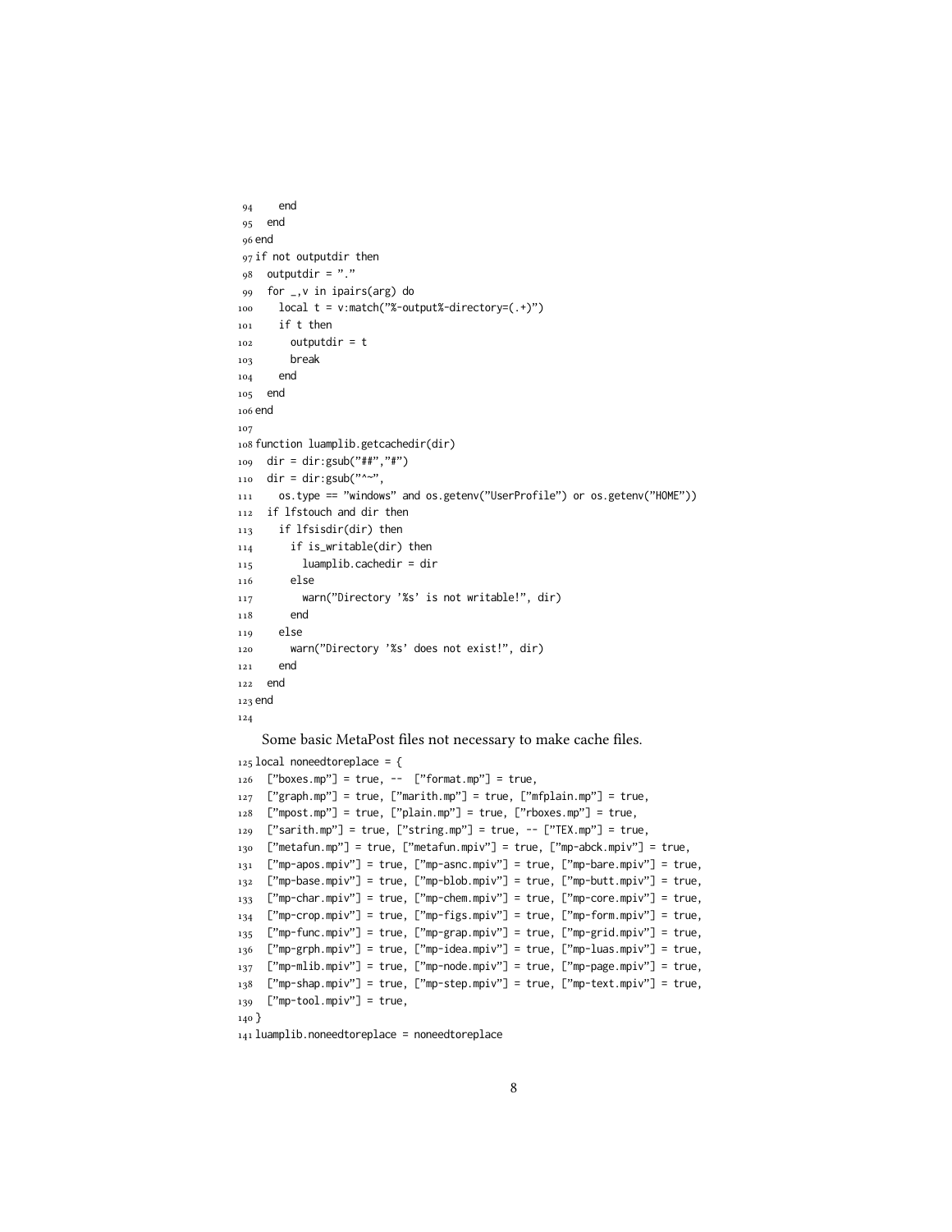```
94     end
95   end
96 end
97 if not outputdir then
98   outputdir = "."
99   for _,v in ipairs(arg) do
100    local t = v:match("%-output%-directory=(.+)")
101    if t then
102      outputdir = t
103      break
104    end
105  end
106 end
107
108 function luamplib.getcachedir(dir)
109   dir = dir:gsub("##","#")
110   dir = dir:gsub("^~",
111     os.type == "windows" and os.getenv("UserProfile") or os.getenv("HOME"))
112   if lfstouch and dir then
113     if lfsisdir(dir) then
114       if is_writable(dir) then
115         luamplib.cachedir = dir
116       else
117         warn("Directory '%s' is not writable!", dir)
118       end
119     else
120       warn("Directory '%s' does not exist!", dir)
121     end
122   end
123 end
124
```

Some basic MetaPost files not necessary to make cache files.

```
125 local noneedtoreplace = {
126   ["boxes.mp"] = true, --  ["format.mp"] = true,
127   ["graph.mp"] = true, ["marith.mp"] = true, ["mfplain.mp"] = true,
128   ["mpost.mp"] = true, ["plain.mp"] = true, ["rboxes.mp"] = true,
129   ["sarith.mp"] = true, ["string.mp"] = true, -- ["TEX.mp"] = true,
130   ["metafun.mp"] = true, ["metafun.mpiv"] = true, ["mp-abck.mpiv"] = true,
131   ["mp-apos.mpiv"] = true, ["mp-asnc.mpiv"] = true, ["mp-bare.mpiv"] = true,
132   ["mp-base.mpiv"] = true, ["mp-blob.mpiv"] = true, ["mp-butt.mpiv"] = true,
133   ["mp-char.mpiv"] = true, ["mp-chem.mpiv"] = true, ["mp-core.mpiv"] = true,
134   ["mp-crop.mpiv"] = true, ["mp-figs.mpiv"] = true, ["mp-form.mpiv"] = true,
135   ["mp-func.mpiv"] = true, ["mp-grap.mpiv"] = true, ["mp-grid.mpiv"] = true,
136   ["mp-grph.mpiv"] = true, ["mp-idea.mpiv"] = true, ["mp-luas.mpiv"] = true,
137   ["mp-mlib.mpiv"] = true, ["mp-node.mpiv"] = true, ["mp-page.mpiv"] = true,
138   ["mp-shap.mpiv"] = true, ["mp-step.mpiv"] = true, ["mp-text.mpiv"] = true,
139   ["mp-tool.mpiv"] = true,
140 }
141 luamplib.noneedtoreplace = noneedtoreplace
```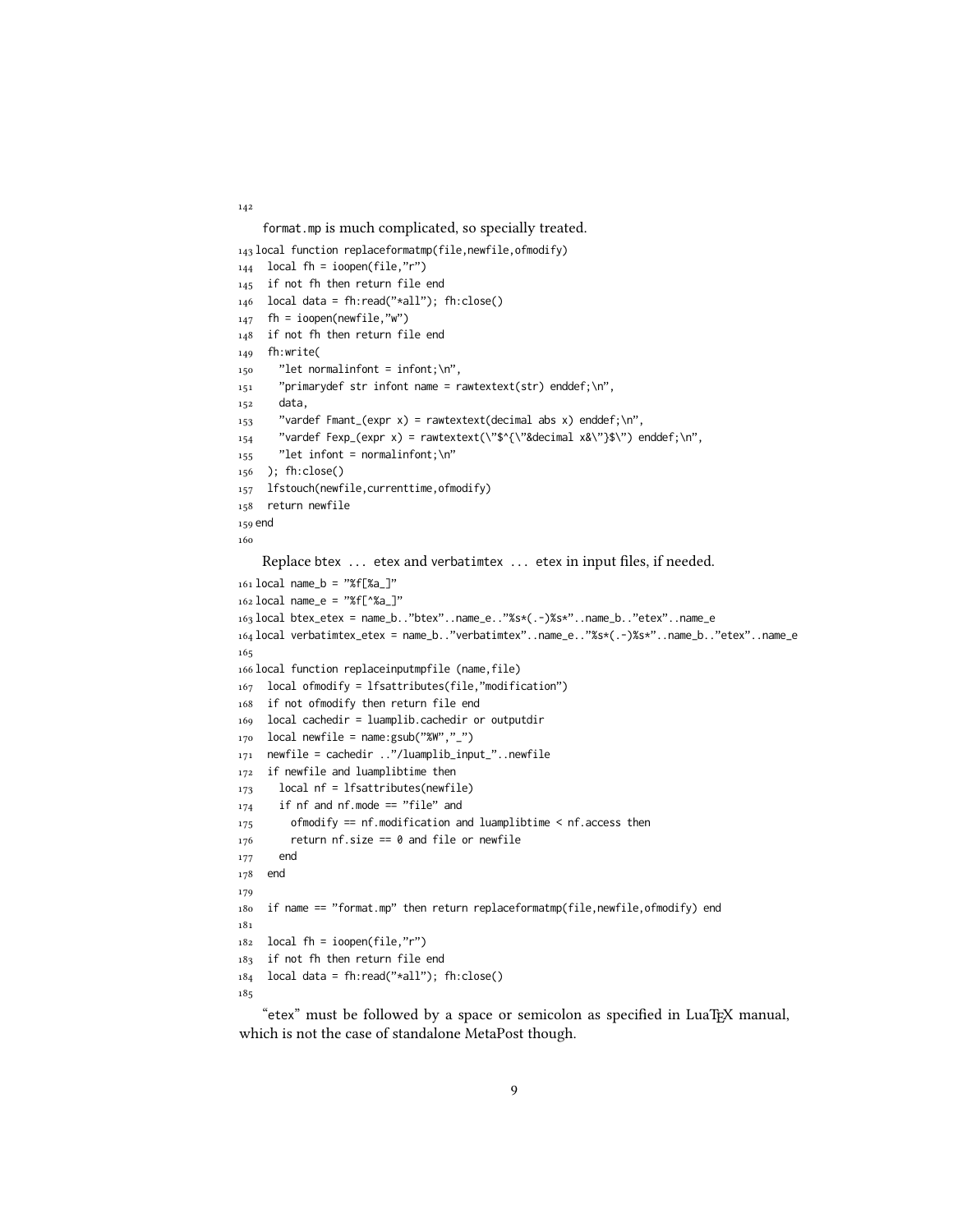142

format.mp is much complicated, so specially treated.

```
143 local function replaceformatmp(file,newfile,ofmodify)
144   local fh = ioopen(file,"r")
145   if not fh then return file end
146   local data = fh:read("*all"); fh:close()
147   fh = ioopen(newfile,"w")
148   if not fh then return file end
149   fh:write(
150     "let normalinfont = infont;\n",
151     "primarydef str infont name = rawtextext(str) enddef;\n",
152     data,
153     "vardef Fmant_(expr x) = rawtextext(decimal abs x) enddef;\n",
154     "vardef Fexp_(expr x) = rawtextext(\"$^{\"&decimal x&\"}$\") enddef;\n",
155     "let infont = normalinfont;\n"
156   ); fh:close()
157   lfstouch(newfile,currenttime,ofmodify)
158   return newfile
159 end
160
```

Replace btex ... etex and verbatimtex ... etex in input files, if needed.

```
161 local name_b = "%f[%a_]"
162 local name_e = "%f[^%a_]"
163 local btex_etex = name_b.."btex"..name_e.."%s*(.-)%s*"..name_b.."etex"..name_e
164 local verbatimtex_etex = name_b.."verbatimtex"..name_e.."%s*(.-)%s*"..name_b.."etex"..name_e
165
166 local function replaceinputmpfile (name,file)
167   local ofmodify = lfsattributes(file,"modification")
168   if not ofmodify then return file end
169   local cachedir = luamplib.cachedir or outputdir
170   local newfile = name:gsub("%W","_")
171   newfile = cachedir .."/luamplib_input_"..newfile
172   if newfile and luamplibtime then
173     local nf = lfsattributes(newfile)
174     if nf and nf.mode == "file" and
175       ofmodify == nf.modification and luamplibtime < nf.access then
176       return nf.size == 0 and file or newfile
177     end
178   end
179
180   if name == "format.mp" then return replaceformatmp(file,newfile,ofmodify) end
181
182   local fh = ioopen(file,"r")
183   if not fh then return file end
184   local data = fh:read("*all"); fh:close()
185
```

"etex" must be followed by a space or semicolon as specified in LuaTEX manual, which is not the case of standalone MetaPost though.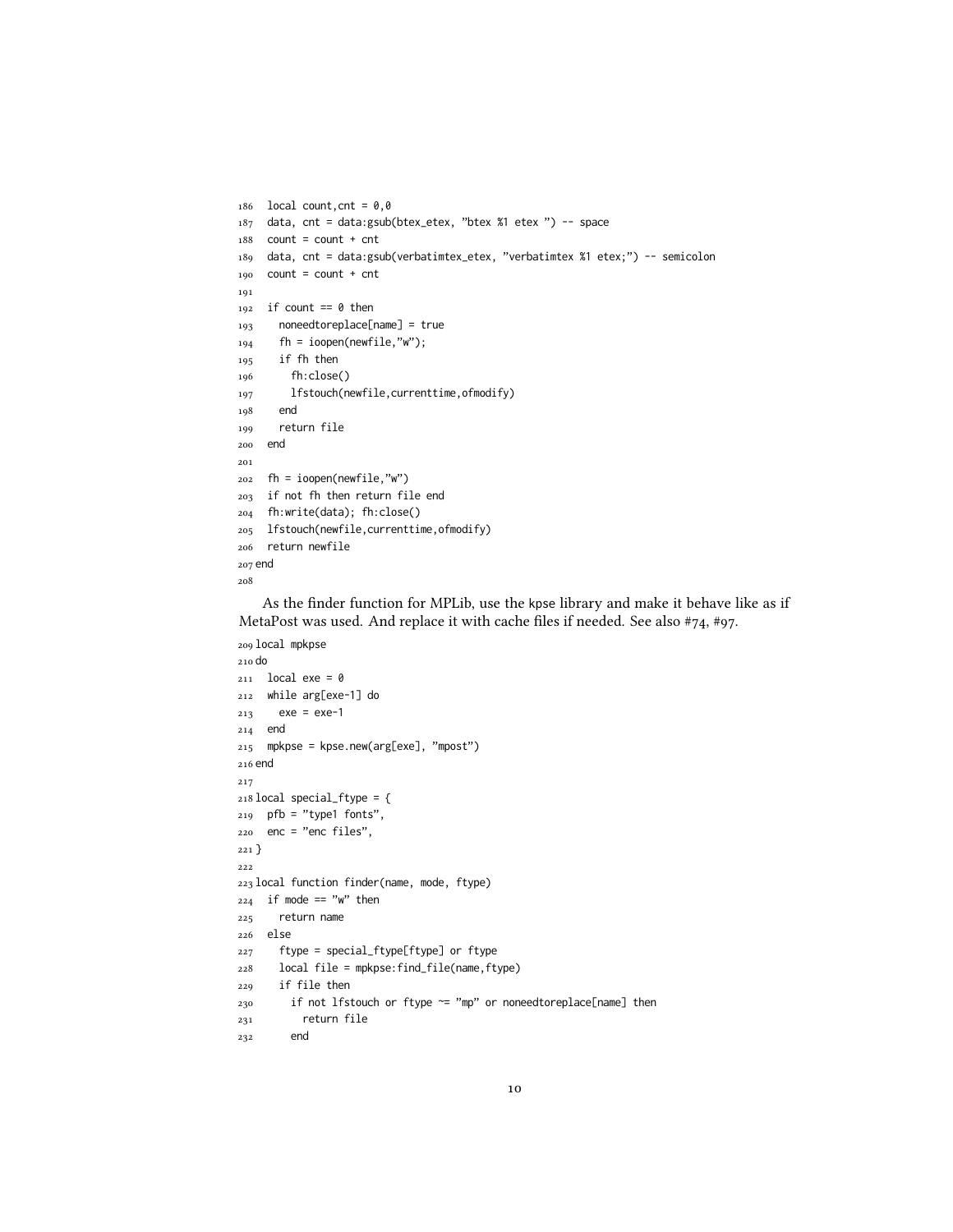```
186  local count,cnt = 0,0
187  data, cnt = data:gsub(btex_etex, "btex %1 etex ") -- space
188  count = count + cnt
189  data, cnt = data:gsub(verbatimtex_etex, "verbatimtex %1 etex;") -- semicolon
190  count = count + cnt
191
192  if count == 0 then
193    noneedtoreplace[name] = true
194    fh = ioopen(newfile,"w");
195    if fh then
196      fh:close()
197      lfstouch(newfile,currenttime,ofmodify)
198    end
199    return file
200  end
201
202  fh = ioopen(newfile,"w")
203  if not fh then return file end
204  fh:write(data); fh:close()
205  lfstouch(newfile,currenttime,ofmodify)
206  return newfile
207 end
208
```

As the finder function for MPLib, use the kpse library and make it behave like as if MetaPost was used. And replace it with cache files if needed. See also #74, #97.

```
209 local mpkpse
210 do
211  local exe = 0
212  while arg[exe-1] do
213    exe = exe-1
214  end
215  mpkpse = kpse.new(arg[exe], "mpost")
216 end
217
218 local special_ftype = {
219  pfb = "type1 fonts",
220  enc = "enc files",
221 }
222
223 local function finder(name, mode, ftype)
224  if mode == "w" then
225    return name
226  else
227    ftype = special_ftype[ftype] or ftype
228    local file = mpkpse:find_file(name,ftype)
229    if file then
230      if not lfstouch or ftype ~= "mp" or noneedtoreplace[name] then
231        return file
232      end
```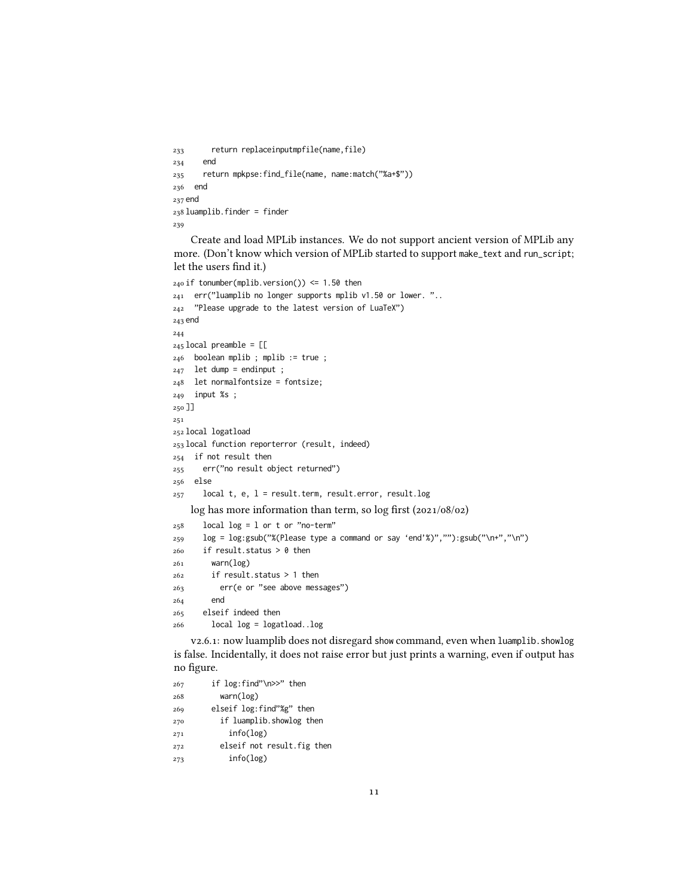```
233      return replaceinputmpfile(name,file)
234    end
235    return mpkpse:find_file(name, name:match("%a+$"))
236  end
237 end
238 luamplib.finder = finder
239
```

Create and load MPLib instances. We do not support ancient version of MPLib any more. (Don't know which version of MPLib started to support `make_text` and `run_script`; let the users find it.)

```
240 if tonumber(mplib.version()) <= 1.50 then
241   err("luamplib no longer supports mplib v1.50 or lower. "..
242   "Please upgrade to the latest version of LuaTeX")
243 end
244
245 local preamble = [[
246   boolean mplib ; mplib := true ;
247   let dump = endinput ;
248   let normalfontsize = fontsize;
249   input %s ;
250 ]]
251
252 local logatload
253 local function reporterror (result, indeed)
254   if not result then
255     err("no result object returned")
256   else
257     local t, e, l = result.term, result.error, result.log
```

log has more information than term, so log first (2021/08/02)

```
258     local log = l or t or "no-term"
259     log = log:gsub("%(Please type a command or say `end'%)",""):gsub("\n+","\n")
260     if result.status > 0 then
261       warn(log)
262       if result.status > 1 then
263         err(e or "see above messages")
264       end
265     elseif indeed then
266       local log = logatload..log
```

v2.6.1: now luamplib does not disregard `show` command, even when `luamplib.showlog` is false. Incidentally, it does not raise error but just prints a warning, even if output has no figure.

```
267       if log:find"\n>>" then
268         warn(log)
269       elseif log:find"%g" then
270         if luamplib.showlog then
271           info(log)
272         elseif not result.fig then
273           info(log)
```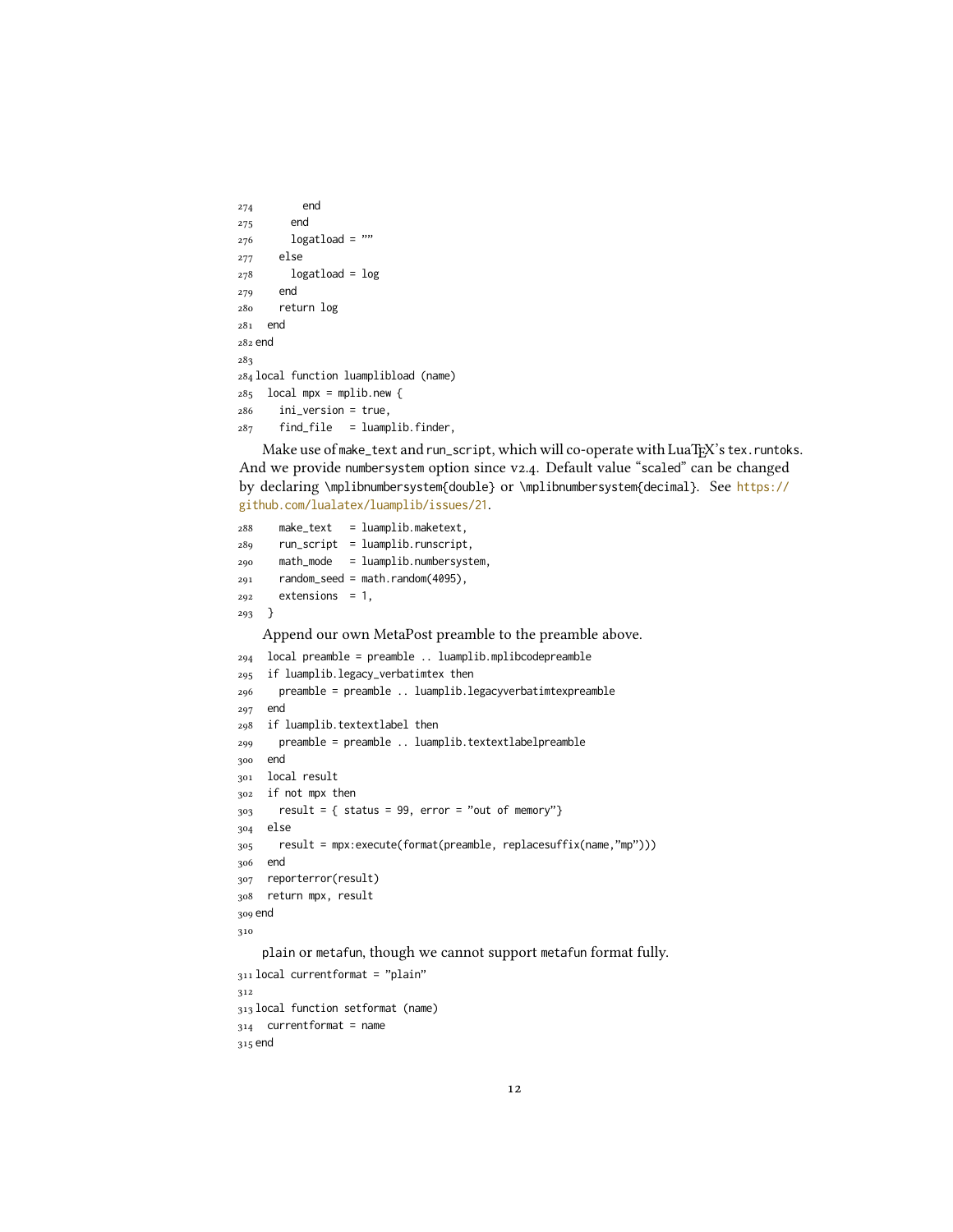```
274         end
275       end
276       logatload = ""
277     else
278       logatload = log
279     end
280     return log
281   end
282 end
283
284 local function luamplibload (name)
285   local mpx = mplib.new {
286     ini_version = true,
287     find_file   = luamplib.finder,
```

Make use of make_text and run_script, which will co-operate with LuaTEX's tex.runtoks. And we provide numbersystem option since v2.4. Default value "scaled" can be changed by declaring \mplibnumbersystem{double} or \mplibnumbersystem{decimal}. See https://github.com/lualatex/luamplib/issues/21.

```
288     make_text   = luamplib.maketext,
289     run_script  = luamplib.runscript,
290     math_mode   = luamplib.numbersystem,
291     random_seed = math.random(4095),
292     extensions  = 1,
293   }
```

Append our own MetaPost preamble to the preamble above.

```
294   local preamble = preamble .. luamplib.mplibcodepreamble
295   if luamplib.legacy_verbatimtex then
296     preamble = preamble .. luamplib.legacyverbatimtexpreamble
297   end
298   if luamplib.textextlabel then
299     preamble = preamble .. luamplib.textextlabelpreamble
300   end
301   local result
302   if not mpx then
303     result = { status = 99, error = "out of memory"}
304   else
305     result = mpx:execute(format(preamble, replacesuffix(name,"mp")))
306   end
307   reporterror(result)
308   return mpx, result
309 end
310
```

plain or metafun, though we cannot support metafun format fully.

```
311 local currentformat = "plain"
312
313 local function setformat (name)
314   currentformat = name
315 end
```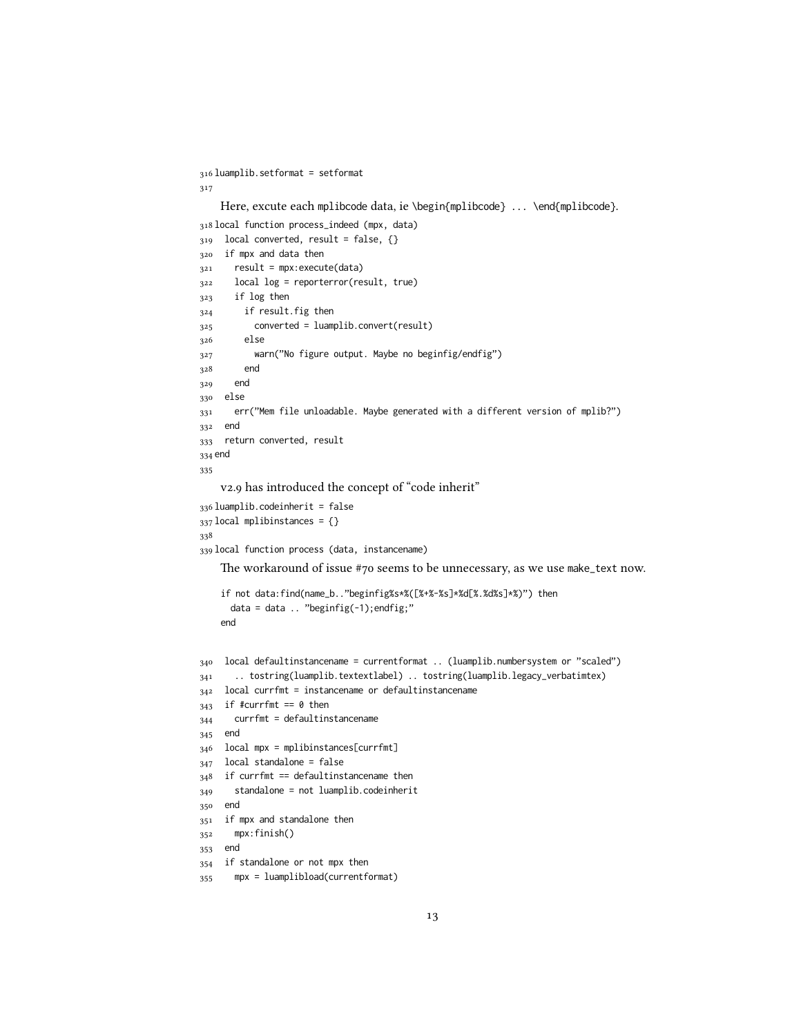```
316 luamplib.setformat = setformat
317
```

Here, excute each mplibcode data, ie \begin{mplibcode} ... \end{mplibcode}.

```
318 local function process_indeed (mpx, data)
319   local converted, result = false, {}
320   if mpx and data then
321     result = mpx:execute(data)
322     local log = reporterror(result, true)
323     if log then
324       if result.fig then
325         converted = luamplib.convert(result)
326       else
327         warn("No figure output. Maybe no beginfig/endfig")
328       end
329     end
330   else
331     err("Mem file unloadable. Maybe generated with a different version of mplib?")
332   end
333   return converted, result
334 end
335
```

v2.9 has introduced the concept of "code inherit"

```
336 luamplib.codeinherit = false
337 local mplibinstances = {}
338
339 local function process (data, instancename)
```

The workaround of issue #70 seems to be unnecessary, as we use make_text now.

```
if not data:find(name_b.."beginfig%s*%([%+%-%s]*%d[%.%d%s]*%)") then
  data = data .. "beginfig(-1);endfig;"
end
```

```
340   local defaultinstancename = currentformat .. (luamplib.numbersystem or "scaled")
341     .. tostring(luamplib.textextlabel) .. tostring(luamplib.legacy_verbatimtex)
342   local currfmt = instancename or defaultinstancename
343   if #currfmt == 0 then
344     currfmt = defaultinstancename
345   end
346   local mpx = mplibinstances[currfmt]
347   local standalone = false
348   if currfmt == defaultinstancename then
349     standalone = not luamplib.codeinherit
350   end
351   if mpx and standalone then
352     mpx:finish()
353   end
354   if standalone or not mpx then
355     mpx = luamplibload(currentformat)
```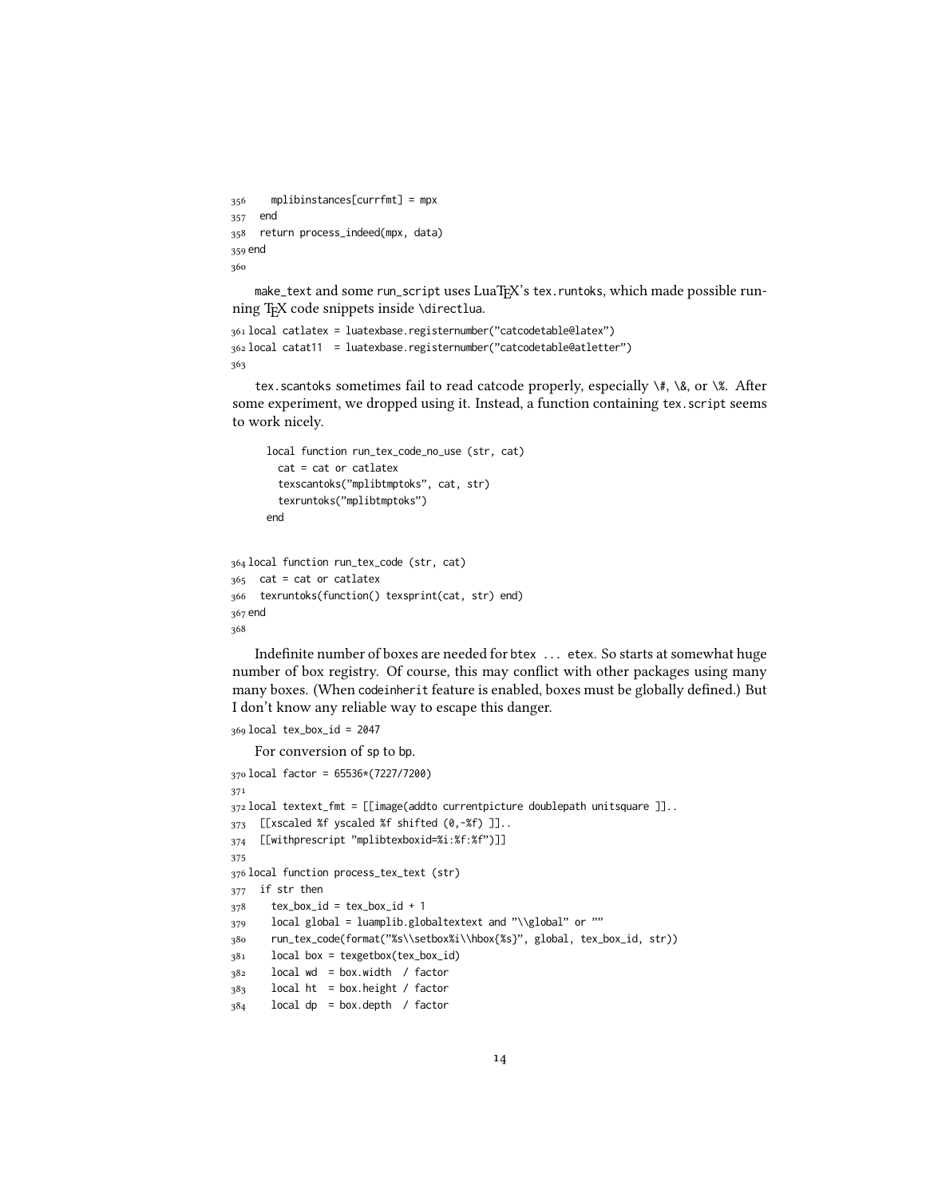```
356     mplibinstances[currfmt] = mpx
357   end
358   return process_indeed(mpx, data)
359 end
360
```

make_text and some run_script uses LuaTEX's tex.runtoks, which made possible running TEX code snippets inside \directlua.

```
361 local catlatex = luatexbase.registernumber("catcodetable@latex")
362 local catat11  = luatexbase.registernumber("catcodetable@atletter")
363
```

tex.scantoks sometimes fail to read catcode properly, especially \#, \&, or \%. After some experiment, we dropped using it. Instead, a function containing tex.script seems to work nicely.

```
local function run_tex_code_no_use (str, cat)
  cat = cat or catlatex
  texscantoks("mplibtmptoks", cat, str)
  texruntoks("mplibtmptoks")
end
```

```
364 local function run_tex_code (str, cat)
365   cat = cat or catlatex
366   texruntoks(function() texsprint(cat, str) end)
367 end
368
```

Indefinite number of boxes are needed for btex ... etex. So starts at somewhat huge number of box registry. Of course, this may conflict with other packages using many many boxes. (When codeinherit feature is enabled, boxes must be globally defined.) But I don't know any reliable way to escape this danger.

```
369 local tex_box_id = 2047
```

For conversion of sp to bp.

```
370 local factor = 65536*(7227/7200)
371
372 local textext_fmt = [[image(addto currentpicture doublepath unitsquare ]]..
373   [[xscaled %f yscaled %f shifted (0,-%f) ]]..
374   [[withprescript "mplibtexboxid=%i:%f:%f")]]
375
376 local function process_tex_text (str)
377   if str then
378     tex_box_id = tex_box_id + 1
379     local global = luamplib.globaltextext and "\\global" or ""
380     run_tex_code(format("%s\\setbox%i\\hbox{%s}", global, tex_box_id, str))
381     local box = texgetbox(tex_box_id)
382     local wd  = box.width  / factor
383     local ht  = box.height / factor
384     local dp  = box.depth  / factor
```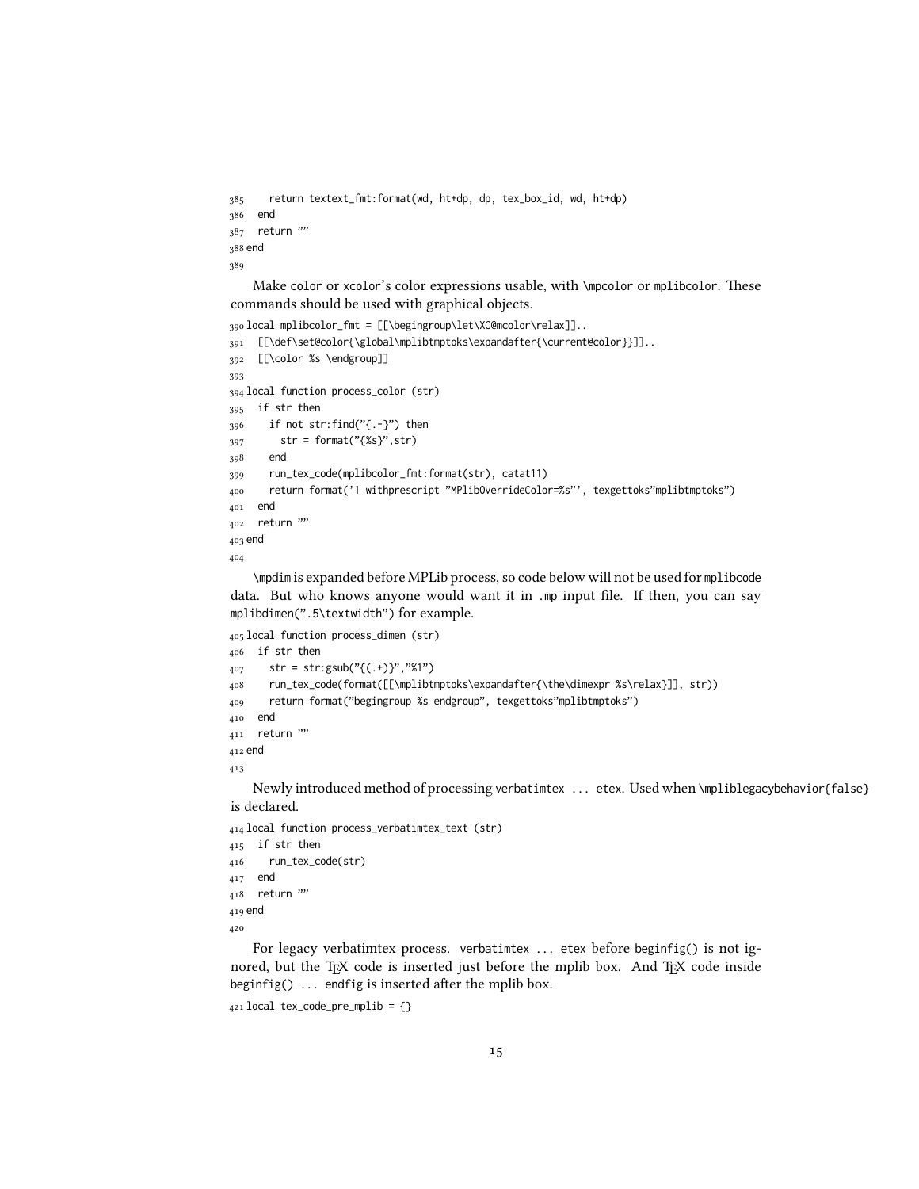```
385     return textext_fmt:format(wd, ht+dp, dp, tex_box_id, wd, ht+dp)
386   end
387   return ""
388 end
389
```

Make color or xcolor's color expressions usable, with \mpcolor or mplibcolor. These commands should be used with graphical objects.

```
390 local mplibcolor_fmt = [[\begingroup\let\XC@mcolor\relax]]..
391   [[\def\set@color{\global\mplibtmptoks\expandafter{\current@color}}]]..
392   [[\color %s \endgroup]]
393
394 local function process_color (str)
395   if str then
396     if not str:find("{.-}") then
397       str = format("{%s}",str)
398     end
399     run_tex_code(mplibcolor_fmt:format(str), catat11)
400     return format('1 withprescript "MPlibOverrideColor=%s"', texgettoks"mplibtmptoks")
401   end
402   return ""
403 end
404
```

\mpdim is expanded before MPLib process, so code below will not be used for mplibcode data. But who knows anyone would want it in .mp input file. If then, you can say mplibdimen(".5\textwidth") for example.

```
405 local function process_dimen (str)
406   if str then
407     str = str:gsub("{(.+)}","%1")
408     run_tex_code(format([[\mplibtmptoks\expandafter{\the\dimexpr %s\relax}]], str))
409     return format("begingroup %s endgroup", texgettoks"mplibtmptoks")
410   end
411   return ""
412 end
413
```

Newly introduced method of processing verbatimtex ... etex. Used when \mpliblegacybehavior{false} is declared.

```
414 local function process_verbatimtex_text (str)
415   if str then
416     run_tex_code(str)
417   end
418   return ""
419 end
420
```

For legacy verbatimtex process. verbatimtex ... etex before beginfig() is not ignored, but the TEX code is inserted just before the mplib box. And TEX code inside beginfig() ... endfig is inserted after the mplib box.

```
421 local tex_code_pre_mplib = {}
```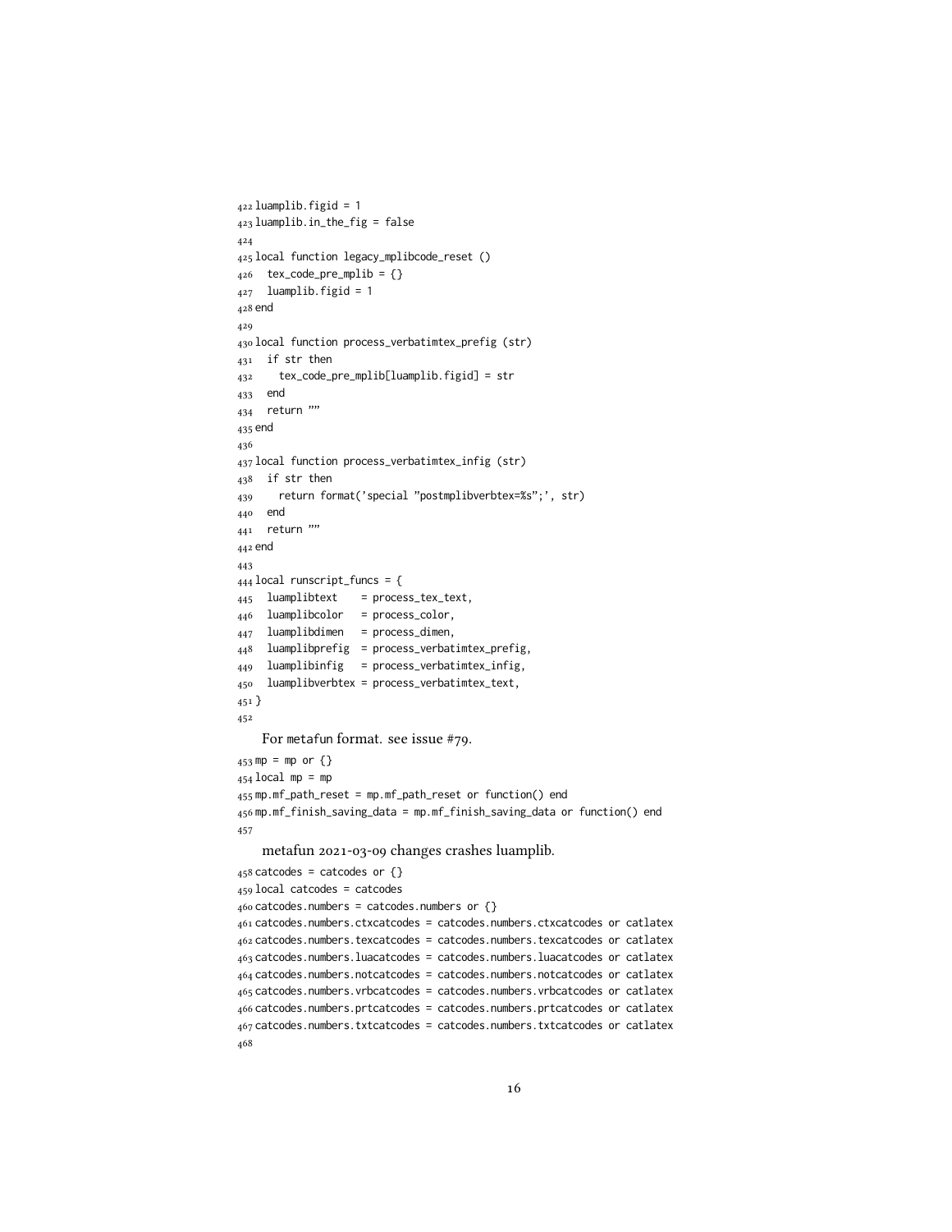```
422 luamplib.figid = 1
423 luamplib.in_the_fig = false
424
425 local function legacy_mplibcode_reset ()
426   tex_code_pre_mplib = {}
427   luamplib.figid = 1
428 end
429
430 local function process_verbatimtex_prefig (str)
431   if str then
432     tex_code_pre_mplib[luamplib.figid] = str
433   end
434   return ""
435 end
436
437 local function process_verbatimtex_infig (str)
438   if str then
439     return format('special "postmplibverbtex=%s";', str)
440   end
441   return ""
442 end
443
444 local runscript_funcs = {
445   luamplibtext    = process_tex_text,
446   luamplibcolor   = process_color,
447   luamplibdimen   = process_dimen,
448   luamplibprefig  = process_verbatimtex_prefig,
449   luamplibinfig   = process_verbatimtex_infig,
450   luamplibverbtex = process_verbatimtex_text,
451 }
452
```

For metafun format. see issue #79.

```
453 mp = mp or {}
454 local mp = mp
455 mp.mf_path_reset = mp.mf_path_reset or function() end
456 mp.mf_finish_saving_data = mp.mf_finish_saving_data or function() end
457
```

metafun 2021-03-09 changes crashes luamplib.

```
458 catcodes = catcodes or {}
459 local catcodes = catcodes
460 catcodes.numbers = catcodes.numbers or {}
461 catcodes.numbers.ctxcatcodes = catcodes.numbers.ctxcatcodes or catlatex
462 catcodes.numbers.texcatcodes = catcodes.numbers.texcatcodes or catlatex
463 catcodes.numbers.luacatcodes = catcodes.numbers.luacatcodes or catlatex
464 catcodes.numbers.notcatcodes = catcodes.numbers.notcatcodes or catlatex
465 catcodes.numbers.vrbcatcodes = catcodes.numbers.vrbcatcodes or catlatex
466 catcodes.numbers.prtcatcodes = catcodes.numbers.prtcatcodes or catlatex
467 catcodes.numbers.txtcatcodes = catcodes.numbers.txtcatcodes or catlatex
468
```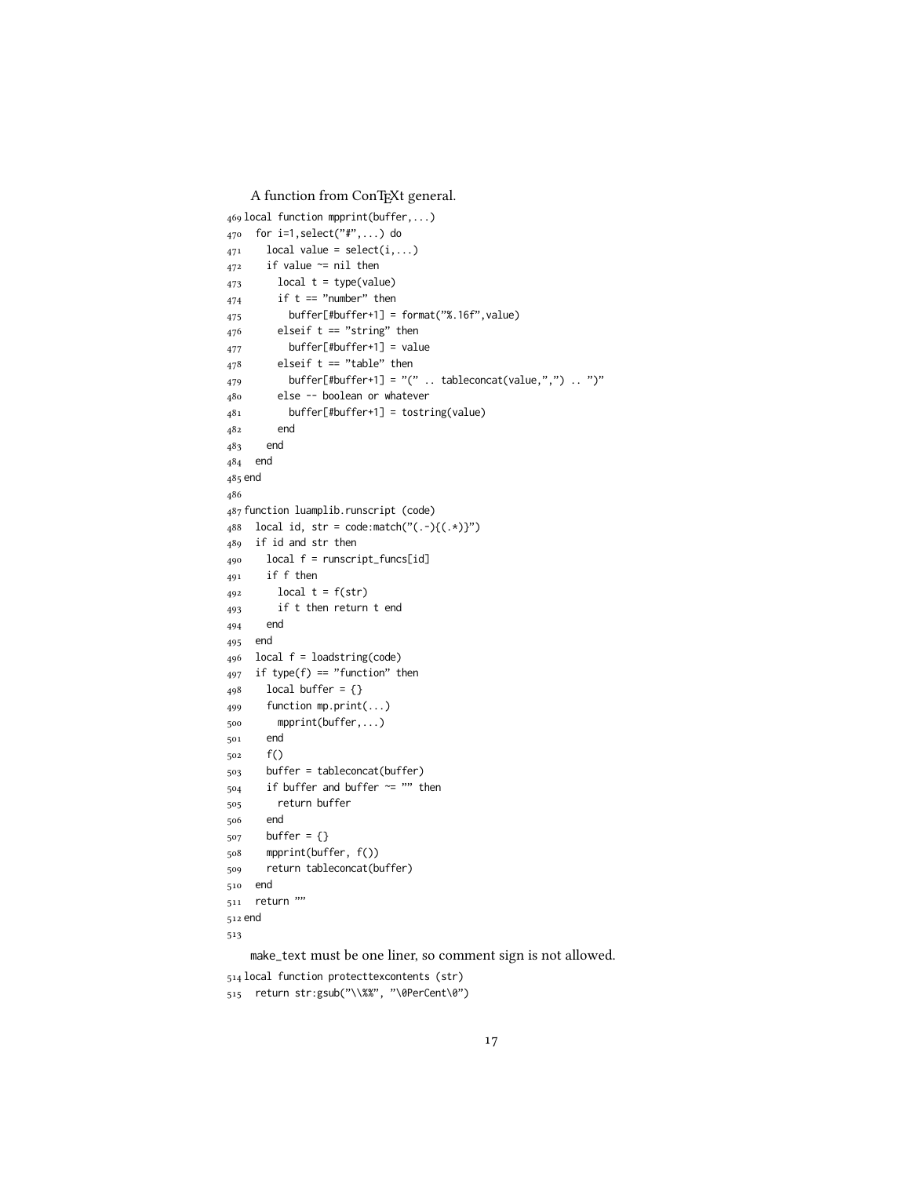A function from ConTEXt general.

```
469 local function mpprint(buffer,...)
470   for i=1,select("#",...) do
471     local value = select(i,...)
472     if value ~= nil then
473       local t = type(value)
474       if t == "number" then
475         buffer[#buffer+1] = format("%.16f",value)
476       elseif t == "string" then
477         buffer[#buffer+1] = value
478       elseif t == "table" then
479         buffer[#buffer+1] = "(" .. tableconcat(value,",") .. ")"
480       else -- boolean or whatever
481         buffer[#buffer+1] = tostring(value)
482       end
483     end
484   end
485 end
486
487 function luamplib.runscript (code)
488   local id, str = code:match("(.-){(.*)}")
489   if id and str then
490     local f = runscript_funcs[id]
491     if f then
492       local t = f(str)
493       if t then return t end
494     end
495   end
496   local f = loadstring(code)
497   if type(f) == "function" then
498     local buffer = {}
499     function mp.print(...)
500       mpprint(buffer,...)
501     end
502     f()
503     buffer = tableconcat(buffer)
504     if buffer and buffer ~= "" then
505       return buffer
506     end
507     buffer = {}
508     mpprint(buffer, f())
509     return tableconcat(buffer)
510   end
511   return ""
512 end
513
```

make_text must be one liner, so comment sign is not allowed.

```
514 local function protecttexcontents (str)
515   return str:gsub("\\%%", "\0PerCent\0")
```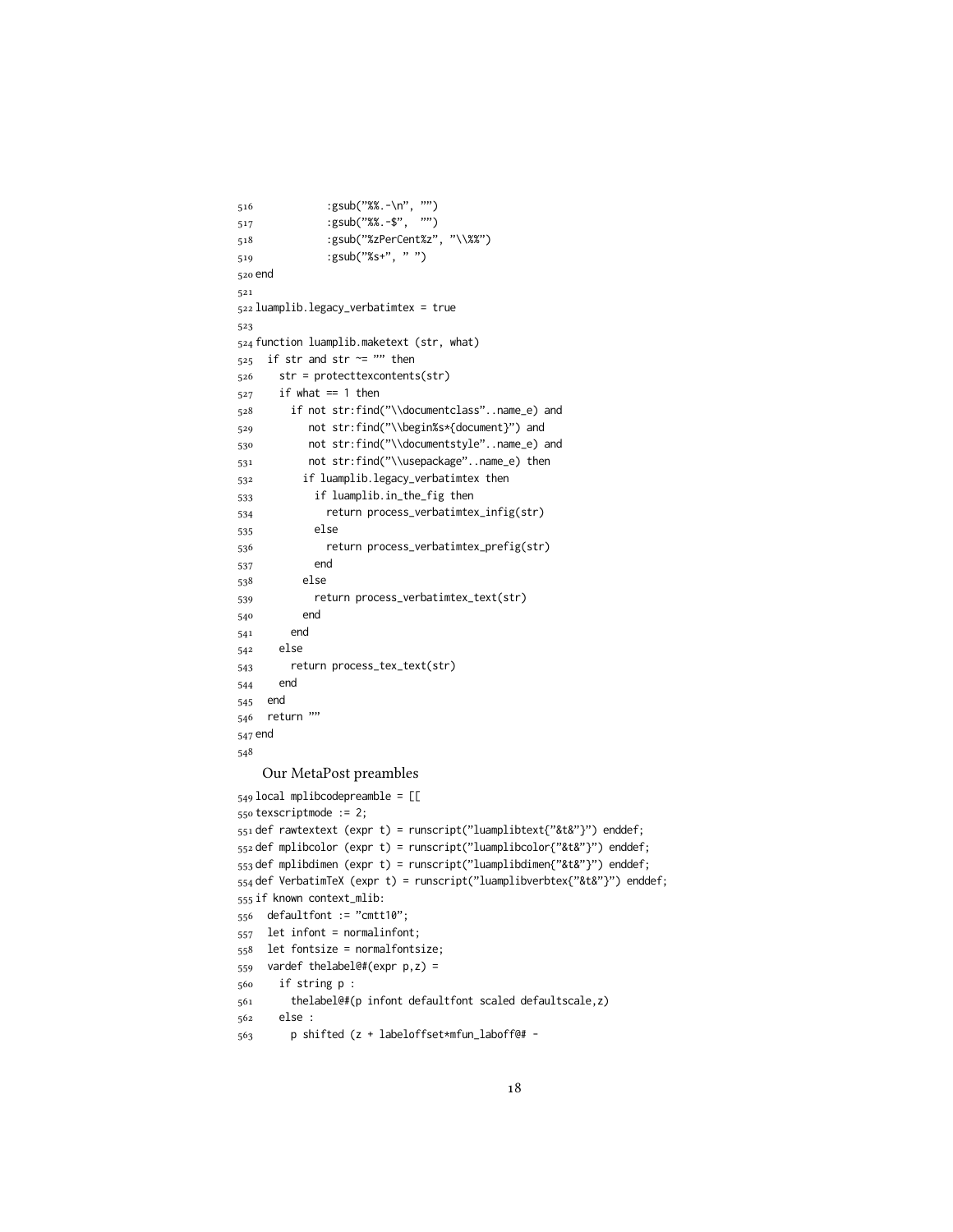```
516            :gsub("%%.-\n", "")
517            :gsub("%%.-$",  "")
518            :gsub("%zPerCent%z", "\\%%")
519            :gsub("%s+", " ")
520 end
521
522 luamplib.legacy_verbatimtex = true
523
524 function luamplib.maketext (str, what)
525   if str and str ~= "" then
526     str = protecttexcontents(str)
527     if what == 1 then
528       if not str:find("\\documentclass"..name_e) and
529          not str:find("\\begin%s*{document}") and
530          not str:find("\\documentstyle"..name_e) and
531          not str:find("\\usepackage"..name_e) then
532         if luamplib.legacy_verbatimtex then
533           if luamplib.in_the_fig then
534             return process_verbatimtex_infig(str)
535           else
536             return process_verbatimtex_prefig(str)
537           end
538         else
539           return process_verbatimtex_text(str)
540         end
541       end
542     else
543       return process_tex_text(str)
544     end
545   end
546   return ""
547 end
548
```

Our MetaPost preambles

```
549 local mplibcodepreamble = [[
550 texscriptmode := 2;
551 def rawtextext (expr t) = runscript("luamplibtext{"&t&"}") enddef;
552 def mplibcolor (expr t) = runscript("luamplibcolor{"&t&"}") enddef;
553 def mplibdimen (expr t) = runscript("luamplibdimen{"&t&"}") enddef;
554 def VerbatimTeX (expr t) = runscript("luamplibverbtex{"&t&"}") enddef;
555 if known context_mlib:
556   defaultfont := "cmtt10";
557   let infont = normalinfont;
558   let fontsize = normalfontsize;
559   vardef thelabel@#(expr p,z) =
560     if string p :
561       thelabel@#(p infont defaultfont scaled defaultscale,z)
562     else :
563       p shifted (z + labeloffset*mfun_laboff@# -
```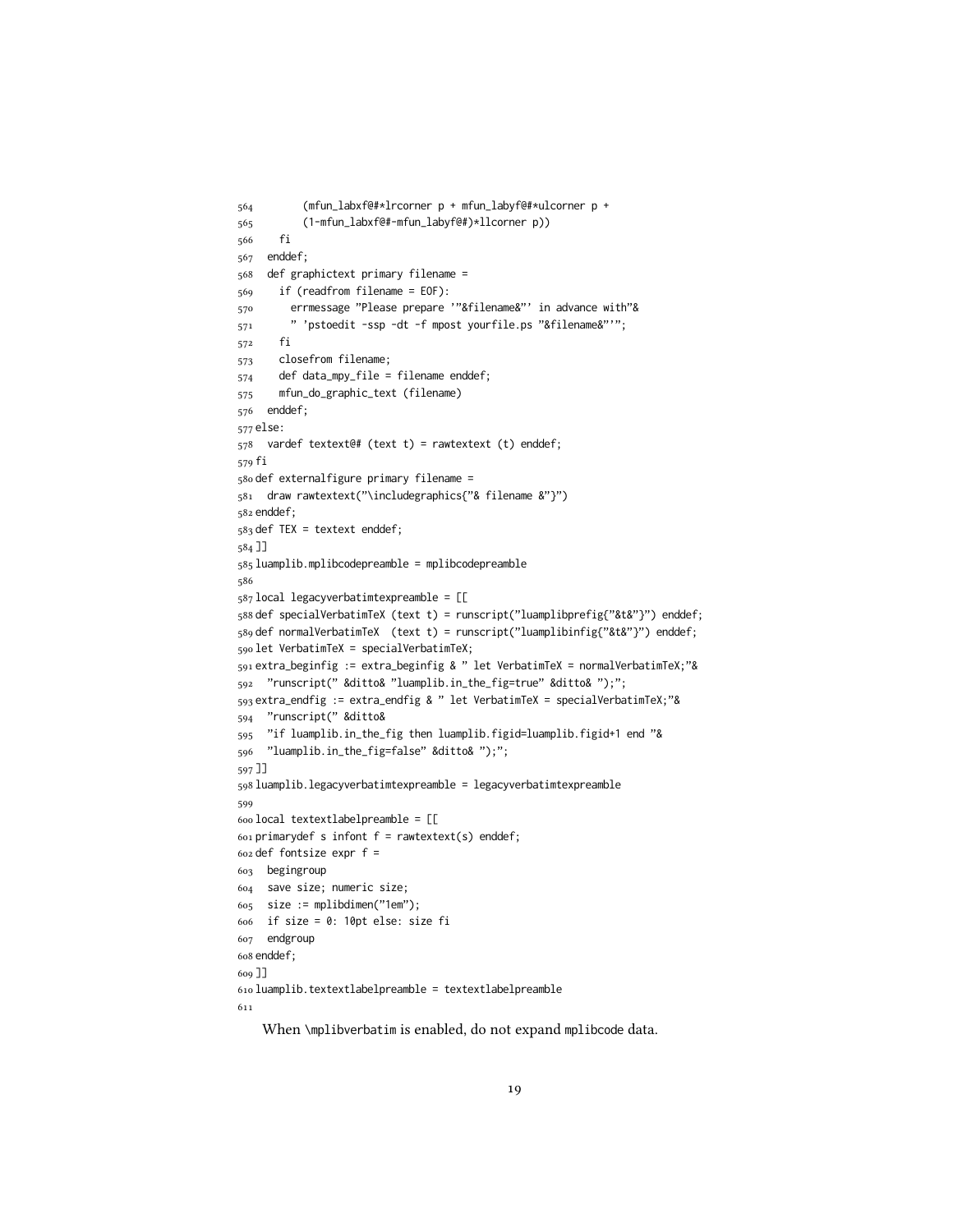```
564        (mfun_labxf@#*lrcorner p + mfun_labyf@#*ulcorner p +
565        (1-mfun_labxf@#-mfun_labyf@#)*llcorner p))
566    fi
567  enddef;
568  def graphictext primary filename =
569    if (readfrom filename = EOF):
570      errmessage "Please prepare '"&filename&"' in advance with"&
571      " 'pstoedit -ssp -dt -f mpost yourfile.ps "&filename&"'";
572    fi
573    closefrom filename;
574    def data_mpy_file = filename enddef;
575    mfun_do_graphic_text (filename)
576  enddef;
577 else:
578  vardef textext@# (text t) = rawtextext (t) enddef;
579 fi
580 def externalfigure primary filename =
581  draw rawtextext("\includegraphics{"& filename &"}")
582 enddef;
583 def TEX = textext enddef;
584 ]]
585 luamplib.mplibcodepreamble = mplibcodepreamble
586
587 local legacyverbatimtexpreamble = [[
588 def specialVerbatimTeX (text t) = runscript("luamplibprefig{"&t&"}") enddef;
589 def normalVerbatimTeX  (text t) = runscript("luamplibinfig{"&t&"}") enddef;
590 let VerbatimTeX = specialVerbatimTeX;
591 extra_beginfig := extra_beginfig & " let VerbatimTeX = normalVerbatimTeX;"&
592  "runscript(" &ditto& "luamplib.in_the_fig=true" &ditto& ");";
593 extra_endfig := extra_endfig & " let VerbatimTeX = specialVerbatimTeX;"&
594  "runscript(" &ditto&
595  "if luamplib.in_the_fig then luamplib.figid=luamplib.figid+1 end "&
596  "luamplib.in_the_fig=false" &ditto& ");";
597 ]]
598 luamplib.legacyverbatimtexpreamble = legacyverbatimtexpreamble
599
600 local textextlabelpreamble = [[
601 primarydef s infont f = rawtextext(s) enddef;
602 def fontsize expr f =
603  begingroup
604  save size; numeric size;
605  size := mplibdimen("1em");
606  if size = 0: 10pt else: size fi
607  endgroup
608 enddef;
609 ]]
610 luamplib.textextlabelpreamble = textextlabelpreamble
611
```

When \mplibverbatim is enabled, do not expand mplibcode data.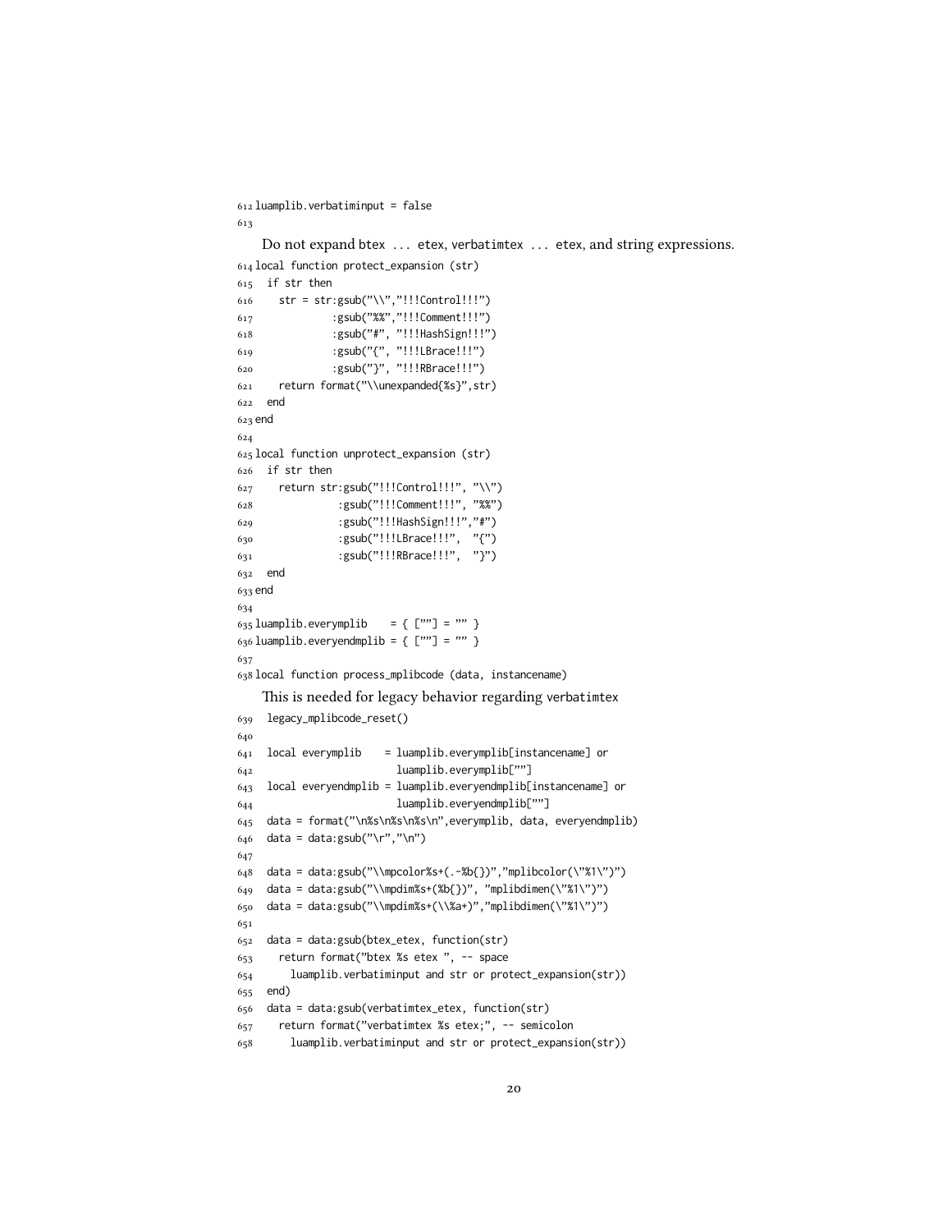```
612 luamplib.verbatiminput = false
613
```

Do not expand btex ... etex, verbatimtex ... etex, and string expressions.

```
614 local function protect_expansion (str)
615   if str then
616     str = str:gsub("\\","!!!Control!!!")
617              :gsub("%%","!!!Comment!!!")
618              :gsub("#", "!!!HashSign!!!")
619              :gsub("{", "!!!LBrace!!!")
620              :gsub("}", "!!!RBrace!!!")
621     return format("\\unexpanded{%s}",str)
622   end
623 end
624
625 local function unprotect_expansion (str)
626   if str then
627     return str:gsub("!!!Control!!!", "\\")
628               :gsub("!!!Comment!!!", "%%")
629               :gsub("!!!HashSign!!!","#")
630               :gsub("!!!LBrace!!!",  "{")
631               :gsub("!!!RBrace!!!",  "}")
632   end
633 end
634
635 luamplib.everymplib    = { [""] = "" }
636 luamplib.everyendmplib = { [""] = "" }
637
638 local function process_mplibcode (data, instancename)
```

This is needed for legacy behavior regarding verbatimtex

```
639   legacy_mplibcode_reset()
640
641   local everymplib    = luamplib.everymplib[instancename] or
642                         luamplib.everymplib[""]
643   local everyendmplib = luamplib.everyendmplib[instancename] or
644                         luamplib.everyendmplib[""]
645   data = format("\n%s\n%s\n%s\n",everymplib, data, everyendmplib)
646   data = data:gsub("\r","\n")
647
648   data = data:gsub("\\mpcolor%s+(.-%b{})","mplibcolor(\"%1\")")
649   data = data:gsub("\\mpdim%s+(%b{})", "mplibdimen(\"%1\")")
650   data = data:gsub("\\mpdim%s+(\\%a+)","mplibdimen(\"%1\")")
651
652   data = data:gsub(btex_etex, function(str)
653     return format("btex %s etex ", -- space
654       luamplib.verbatiminput and str or protect_expansion(str))
655   end)
656   data = data:gsub(verbatimtex_etex, function(str)
657     return format("verbatimtex %s etex;", -- semicolon
658       luamplib.verbatiminput and str or protect_expansion(str))
```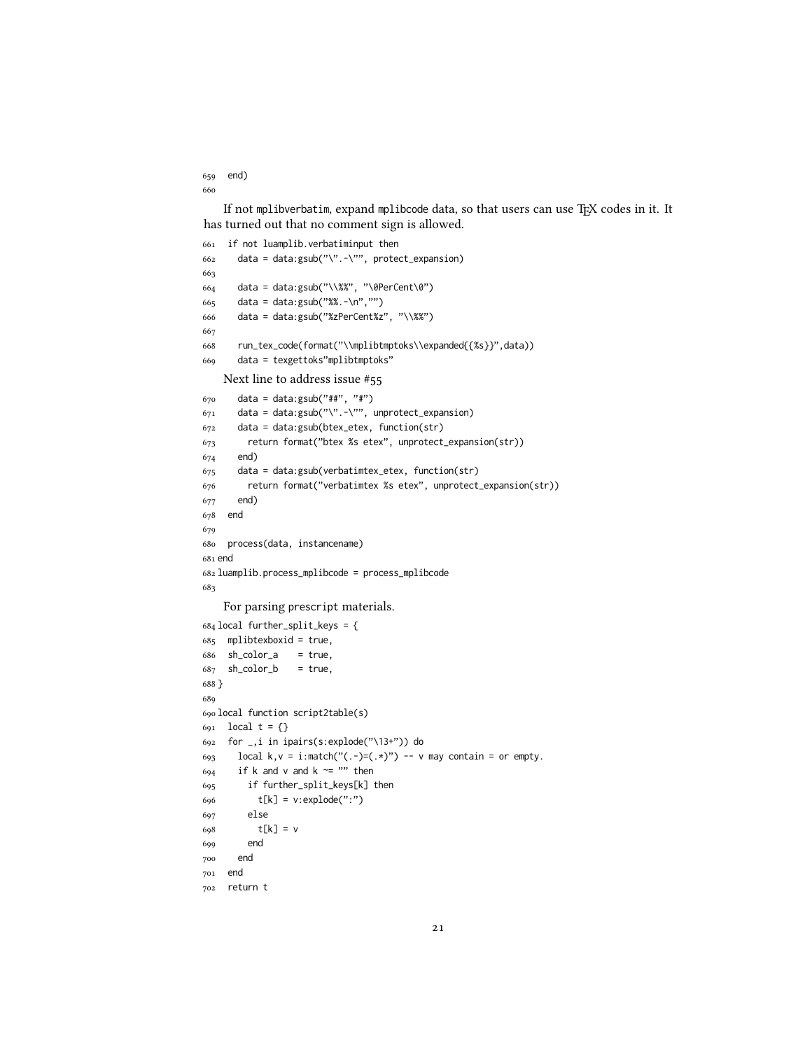```
659   end)
660
```

If not mplibverbatim, expand mplibcode data, so that users can use TeX codes in it. It has turned out that no comment sign is allowed.

```
661   if not luamplib.verbatiminput then
662     data = data:gsub("\".-\"", protect_expansion)
663
664     data = data:gsub("\\%%", "\0PerCent\0")
665     data = data:gsub("%%.-\n","")
666     data = data:gsub("%zPerCent%z", "\\%%")
667
668     run_tex_code(format("\\mplibtmptoks\\expanded{{%s}}",data))
669     data = texgettoks"mplibtmptoks"
```

Next line to address issue #55

```
670     data = data:gsub("##", "#")
671     data = data:gsub("\".-\"", unprotect_expansion)
672     data = data:gsub(btex_etex, function(str)
673       return format("btex %s etex", unprotect_expansion(str))
674     end)
675     data = data:gsub(verbatimtex_etex, function(str)
676       return format("verbatimtex %s etex", unprotect_expansion(str))
677     end)
678   end
679
680   process(data, instancename)
681 end
682 luamplib.process_mplibcode = process_mplibcode
683
```

For parsing prescript materials.

```
684 local further_split_keys = {
685   mplibtexboxid = true,
686   sh_color_a    = true,
687   sh_color_b    = true,
688 }
689
690 local function script2table(s)
691   local t = {}
692   for _,i in ipairs(s:explode("\13+")) do
693     local k,v = i:match("(.-)=(.*)") -- v may contain = or empty.
694     if k and v and k ~= "" then
695       if further_split_keys[k] then
696         t[k] = v:explode(":")
697       else
698         t[k] = v
699       end
700     end
701   end
702   return t
```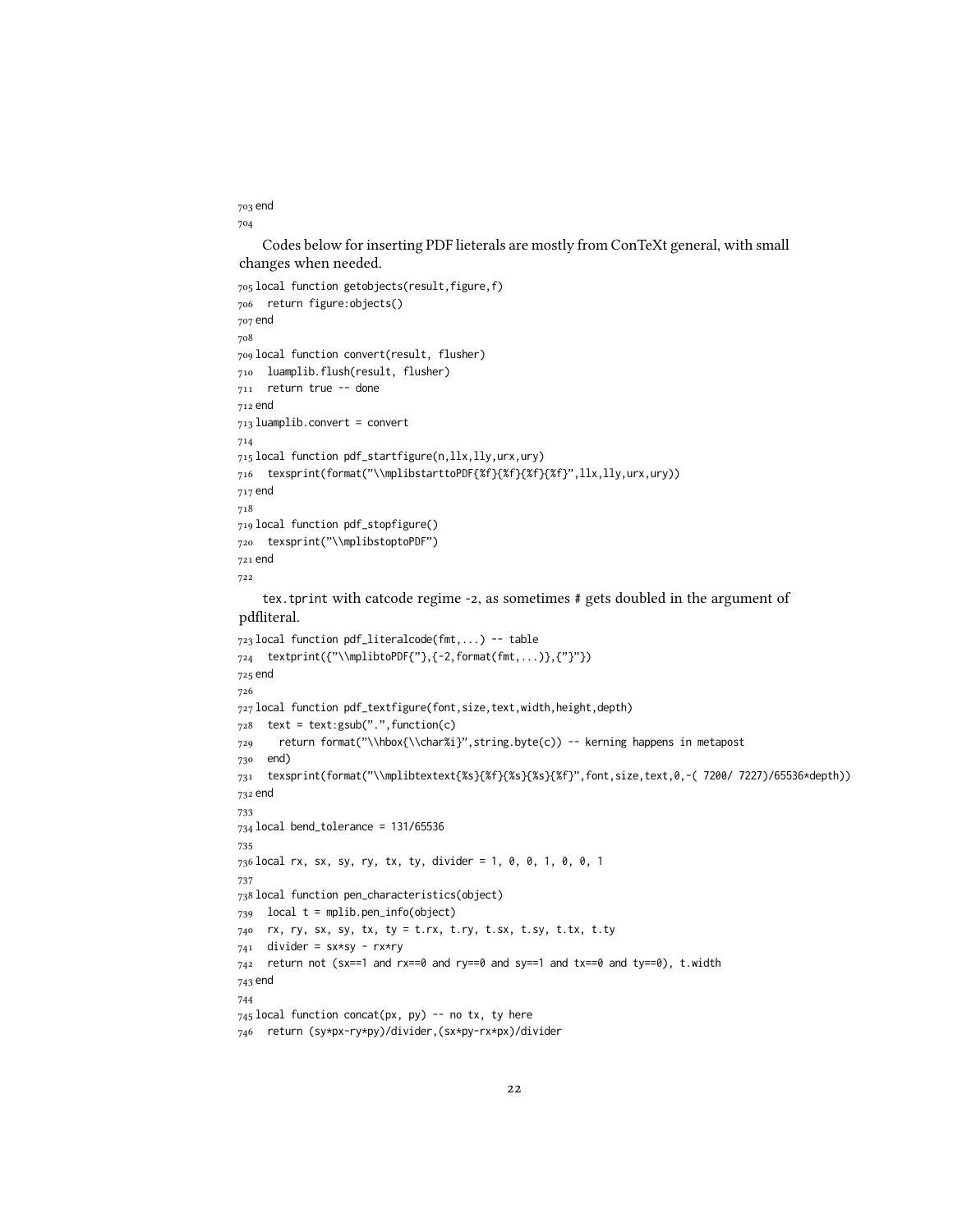```
703 end
704
```

Codes below for inserting PDF lieterals are mostly from ConTeXt general, with small changes when needed.

```
705 local function getobjects(result,figure,f)
706   return figure:objects()
707 end
708
709 local function convert(result, flusher)
710   luamplib.flush(result, flusher)
711   return true -- done
712 end
713 luamplib.convert = convert
714
715 local function pdf_startfigure(n,llx,lly,urx,ury)
716   texsprint(format("\\mplibstarttoPDF{%f}{%f}{%f}{%f}",llx,lly,urx,ury))
717 end
718
719 local function pdf_stopfigure()
720   texsprint("\\mplibstoptoPDF")
721 end
722
```

tex.tprint with catcode regime -2, as sometimes # gets doubled in the argument of pdfliteral.

```
723 local function pdf_literalcode(fmt,...) -- table
724   textprint({"\\mplibtoPDF{"},{-2,format(fmt,...)},{"}"})
725 end
726
727 local function pdf_textfigure(font,size,text,width,height,depth)
728   text = text:gsub(".",function(c)
729     return format("\\hbox{\\char%i}",string.byte(c)) -- kerning happens in metapost
730   end)
731   texsprint(format("\\mplibtextext{%s}{%f}{%s}{%s}{%f}",font,size,text,0,-( 7200/ 7227)/65536*depth))
732 end
733
734 local bend_tolerance = 131/65536
735
736 local rx, sx, sy, ry, tx, ty, divider = 1, 0, 0, 1, 0, 0, 1
737
738 local function pen_characteristics(object)
739   local t = mplib.pen_info(object)
740   rx, ry, sx, sy, tx, ty = t.rx, t.ry, t.sx, t.sy, t.tx, t.ty
741   divider = sx*sy - rx*ry
742   return not (sx==1 and rx==0 and ry==0 and sy==1 and tx==0 and ty==0), t.width
743 end
744
745 local function concat(px, py) -- no tx, ty here
746   return (sy*px-ry*py)/divider,(sx*py-rx*px)/divider
```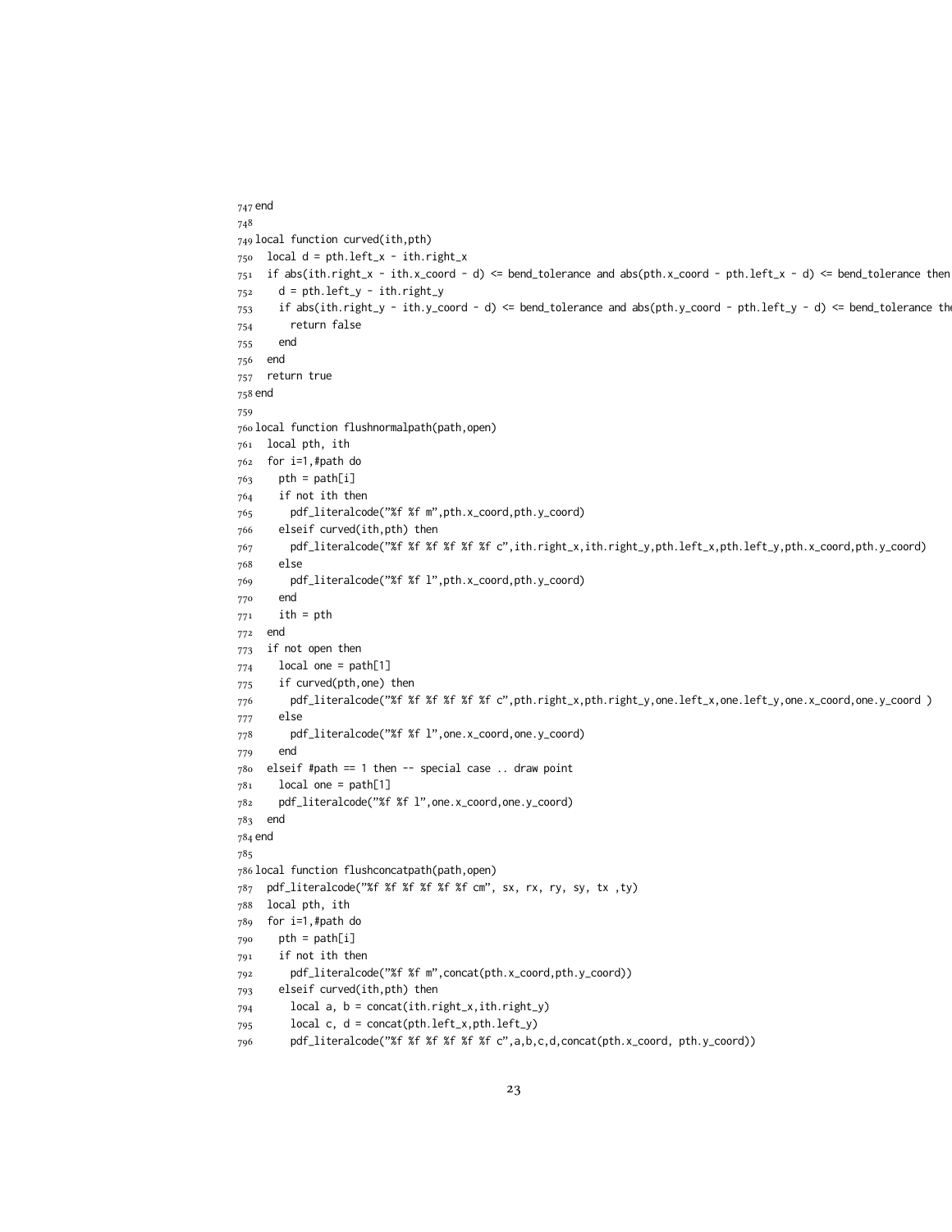```
747 end
748
749 local function curved(ith,pth)
750   local d = pth.left_x - ith.right_x
751   if abs(ith.right_x - ith.x_coord - d) <= bend_tolerance and abs(pth.x_coord - pth.left_x - d) <= bend_tolerance then
752     d = pth.left_y - ith.right_y
753     if abs(ith.right_y - ith.y_coord - d) <= bend_tolerance and abs(pth.y_coord - pth.left_y - d) <= bend_tolerance the
754       return false
755     end
756   end
757   return true
758 end
759
760 local function flushnormalpath(path,open)
761   local pth, ith
762   for i=1,#path do
763     pth = path[i]
764     if not ith then
765       pdf_literalcode("%f %f m",pth.x_coord,pth.y_coord)
766     elseif curved(ith,pth) then
767       pdf_literalcode("%f %f %f %f %f %f c",ith.right_x,ith.right_y,pth.left_x,pth.left_y,pth.x_coord,pth.y_coord)
768     else
769       pdf_literalcode("%f %f l",pth.x_coord,pth.y_coord)
770     end
771     ith = pth
772   end
773   if not open then
774     local one = path[1]
775     if curved(pth,one) then
776       pdf_literalcode("%f %f %f %f %f %f c",pth.right_x,pth.right_y,one.left_x,one.left_y,one.x_coord,one.y_coord )
777     else
778       pdf_literalcode("%f %f l",one.x_coord,one.y_coord)
779     end
780   elseif #path == 1 then -- special case .. draw point
781     local one = path[1]
782     pdf_literalcode("%f %f l",one.x_coord,one.y_coord)
783   end
784 end
785
786 local function flushconcatpath(path,open)
787   pdf_literalcode("%f %f %f %f %f %f cm", sx, rx, ry, sy, tx ,ty)
788   local pth, ith
789   for i=1,#path do
790     pth = path[i]
791     if not ith then
792       pdf_literalcode("%f %f m",concat(pth.x_coord,pth.y_coord))
793     elseif curved(ith,pth) then
794       local a, b = concat(ith.right_x,ith.right_y)
795       local c, d = concat(pth.left_x,pth.left_y)
796       pdf_literalcode("%f %f %f %f %f %f c",a,b,c,d,concat(pth.x_coord, pth.y_coord))
```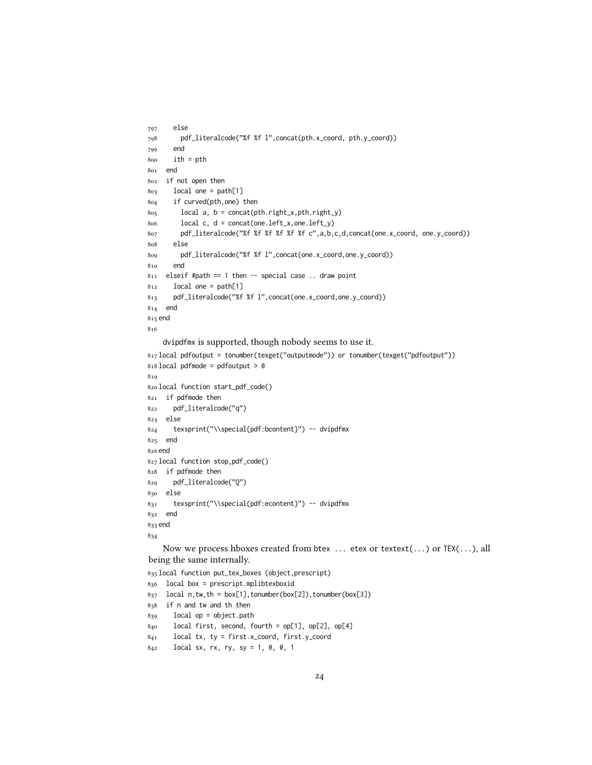```
797     else
798       pdf_literalcode("%f %f l",concat(pth.x_coord, pth.y_coord))
799     end
800     ith = pth
801   end
802   if not open then
803     local one = path[1]
804     if curved(pth,one) then
805       local a, b = concat(pth.right_x,pth.right_y)
806       local c, d = concat(one.left_x,one.left_y)
807       pdf_literalcode("%f %f %f %f %f %f c",a,b,c,d,concat(one.x_coord, one.y_coord))
808     else
809       pdf_literalcode("%f %f l",concat(one.x_coord,one.y_coord))
810     end
811   elseif #path == 1 then -- special case .. draw point
812     local one = path[1]
813     pdf_literalcode("%f %f l",concat(one.x_coord,one.y_coord))
814   end
815 end
816
```

dvipdfmx is supported, though nobody seems to use it.

```
817 local pdfoutput = tonumber(texget("outputmode")) or tonumber(texget("pdfoutput"))
818 local pdfmode = pdfoutput > 0
819
820 local function start_pdf_code()
821   if pdfmode then
822     pdf_literalcode("q")
823   else
824     texsprint("\\special{pdf:bcontent}") -- dvipdfmx
825   end
826 end
827 local function stop_pdf_code()
828   if pdfmode then
829     pdf_literalcode("Q")
830   else
831     texsprint("\\special{pdf:econtent}") -- dvipdfmx
832   end
833 end
834
```

Now we process hboxes created from btex ... etex or textext(...) or TEX(...), all being the same internally.

```
835 local function put_tex_boxes (object,prescript)
836   local box = prescript.mplibtexboxid
837   local n,tw,th = box[1],tonumber(box[2]),tonumber(box[3])
838   if n and tw and th then
839     local op = object.path
840     local first, second, fourth = op[1], op[2], op[4]
841     local tx, ty = first.x_coord, first.y_coord
842     local sx, rx, ry, sy = 1, 0, 0, 1
```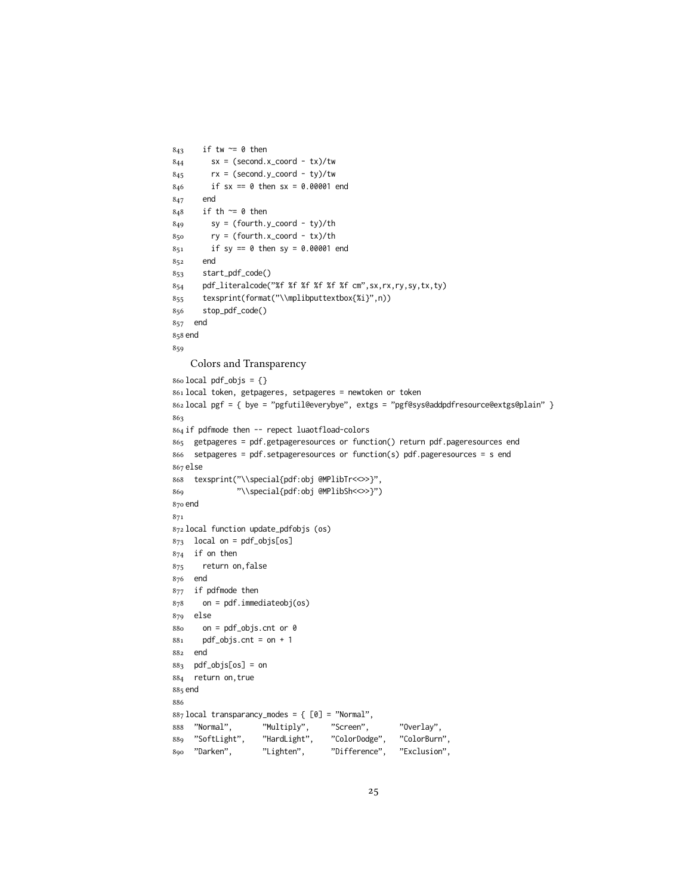```
843     if tw ~= 0 then
844       sx = (second.x_coord - tx)/tw
845       rx = (second.y_coord - ty)/tw
846       if sx == 0 then sx = 0.00001 end
847     end
848     if th ~= 0 then
849       sy = (fourth.y_coord - ty)/th
850       ry = (fourth.x_coord - tx)/th
851       if sy == 0 then sy = 0.00001 end
852     end
853     start_pdf_code()
854     pdf_literalcode("%f %f %f %f %f %f cm",sx,rx,ry,sy,tx,ty)
855     texsprint(format("\\mplibputtextbox{%i}",n))
856     stop_pdf_code()
857   end
858 end
859
```

Colors and Transparency

```
860 local pdf_objs = {}
861 local token, getpageres, setpageres = newtoken or token
862 local pgf = { bye = "pgfutil@everybye", extgs = "pgf@sys@addpdfresource@extgs@plain" }
863
864 if pdfmode then -- repect luaotfload-colors
865   getpageres = pdf.getpageresources or function() return pdf.pageresources end
866   setpageres = pdf.setpageresources or function(s) pdf.pageresources = s end
867 else
868   texsprint("\\special{pdf:obj @MPlibTr<<>>}",
869             "\\special{pdf:obj @MPlibSh<<>>}")
870 end
871
872 local function update_pdfobjs (os)
873   local on = pdf_objs[os]
874   if on then
875     return on,false
876   end
877   if pdfmode then
878     on = pdf.immediateobj(os)
879   else
880     on = pdf_objs.cnt or 0
881     pdf_objs.cnt = on + 1
882   end
883   pdf_objs[os] = on
884   return on,true
885 end
886
887 local transparancy_modes = { [0] = "Normal",
888   "Normal",       "Multiply",     "Screen",       "Overlay",
889   "SoftLight",    "HardLight",    "ColorDodge",   "ColorBurn",
890   "Darken",       "Lighten",      "Difference",   "Exclusion",
```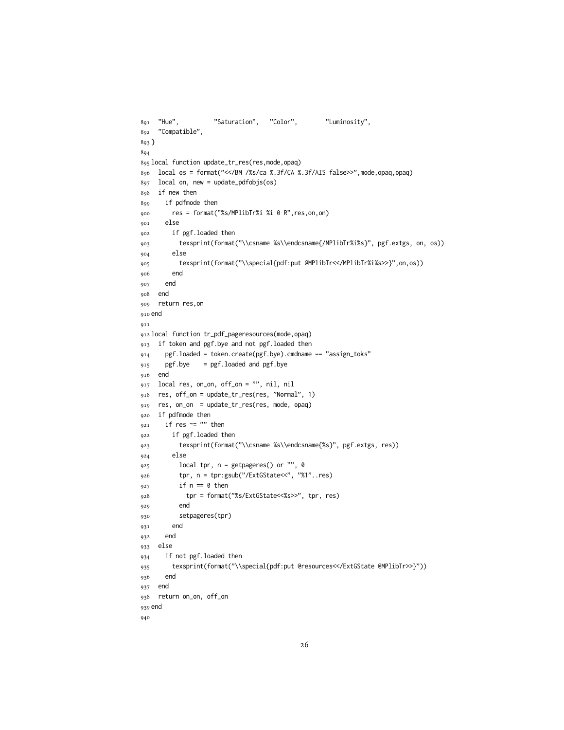```
891   "Hue",          "Saturation",   "Color",        "Luminosity",
892   "Compatible",
893 }
894
895 local function update_tr_res(res,mode,opaq)
896   local os = format("<</BM /%s/ca %.3f/CA %.3f/AIS false>>",mode,opaq,opaq)
897   local on, new = update_pdfobjs(os)
898   if new then
899     if pdfmode then
900       res = format("%s/MPlibTr%i %i 0 R",res,on,on)
901     else
902       if pgf.loaded then
903         texsprint(format("\\csname %s\\endcsname{/MPlibTr%i%s}", pgf.extgs, on, os))
904       else
905         texsprint(format("\\special{pdf:put @MPlibTr<</MPlibTr%i%s>>}",on,os))
906       end
907     end
908   end
909   return res,on
910 end
911
912 local function tr_pdf_pageresources(mode,opaq)
913   if token and pgf.bye and not pgf.loaded then
914     pgf.loaded = token.create(pgf.bye).cmdname == "assign_toks"
915     pgf.bye    = pgf.loaded and pgf.bye
916   end
917   local res, on_on, off_on = "", nil, nil
918   res, off_on = update_tr_res(res, "Normal", 1)
919   res, on_on  = update_tr_res(res, mode, opaq)
920   if pdfmode then
921     if res ~= "" then
922       if pgf.loaded then
923         texsprint(format("\\csname %s\\endcsname{%s}", pgf.extgs, res))
924       else
925         local tpr, n = getpageres() or "", 0
926         tpr, n = tpr:gsub("/ExtGState<<", "%1"..res)
927         if n == 0 then
928           tpr = format("%s/ExtGState<<%s>>", tpr, res)
929         end
930         setpageres(tpr)
931       end
932     end
933   else
934     if not pgf.loaded then
935       texsprint(format("\\special{pdf:put @resources<</ExtGState @MPlibTr>>}"))
936     end
937   end
938   return on_on, off_on
939 end
940
```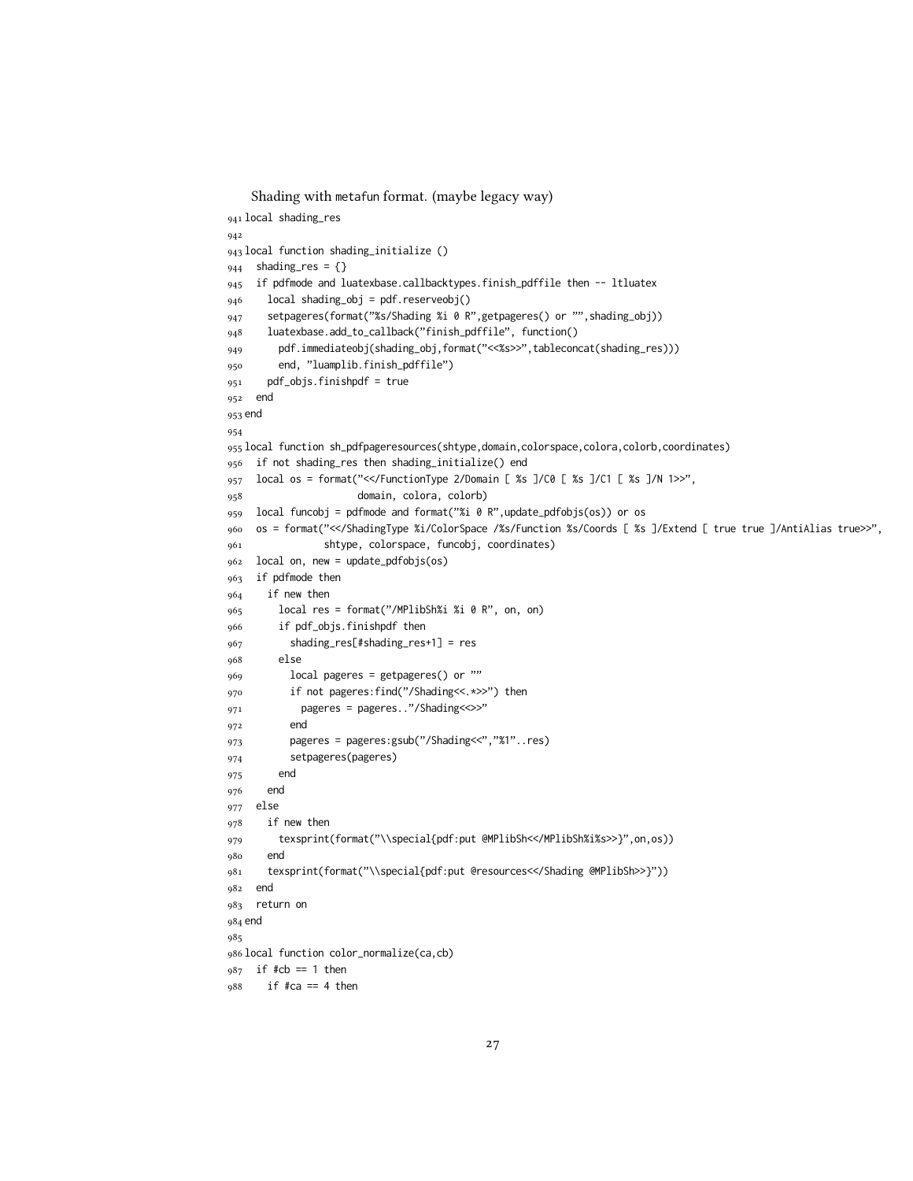Shading with metafun format. (maybe legacy way)

```
941 local shading_res
942
943 local function shading_initialize ()
944   shading_res = {}
945   if pdfmode and luatexbase.callbacktypes.finish_pdffile then -- ltluatex
946     local shading_obj = pdf.reserveobj()
947     setpageres(format("%s/Shading %i 0 R",getpageres() or "",shading_obj))
948     luatexbase.add_to_callback("finish_pdffile", function()
949       pdf.immediateobj(shading_obj,format("<<%s>>",tableconcat(shading_res)))
950       end, "luamplib.finish_pdffile")
951     pdf_objs.finishpdf = true
952   end
953 end
954
955 local function sh_pdfpageresources(shtype,domain,colorspace,colora,colorb,coordinates)
956   if not shading_res then shading_initialize() end
957   local os = format("<</FunctionType 2/Domain [ %s ]/C0 [ %s ]/C1 [ %s ]/N 1>>",
958                     domain, colora, colorb)
959   local funcobj = pdfmode and format("%i 0 R",update_pdfobjs(os)) or os
960   os = format("<</ShadingType %i/ColorSpace /%s/Function %s/Coords [ %s ]/Extend [ true true ]/AntiAlias true>>",
961               shtype, colorspace, funcobj, coordinates)
962   local on, new = update_pdfobjs(os)
963   if pdfmode then
964     if new then
965       local res = format("/MPlibSh%i %i 0 R", on, on)
966       if pdf_objs.finishpdf then
967         shading_res[#shading_res+1] = res
968       else
969         local pageres = getpageres() or ""
970         if not pageres:find("/Shading<<.*>>") then
971           pageres = pageres.."/Shading<<>>"
972         end
973         pageres = pageres:gsub("/Shading<<","%1"..res)
974         setpageres(pageres)
975       end
976     end
977   else
978     if new then
979       texsprint(format("\\special{pdf:put @MPlibSh<</MPlibSh%i%s>>}",on,os))
980     end
981     texsprint(format("\\special{pdf:put @resources<</Shading @MPlibSh>>}"))
982   end
983   return on
984 end
985
986 local function color_normalize(ca,cb)
987   if #cb == 1 then
988     if #ca == 4 then
```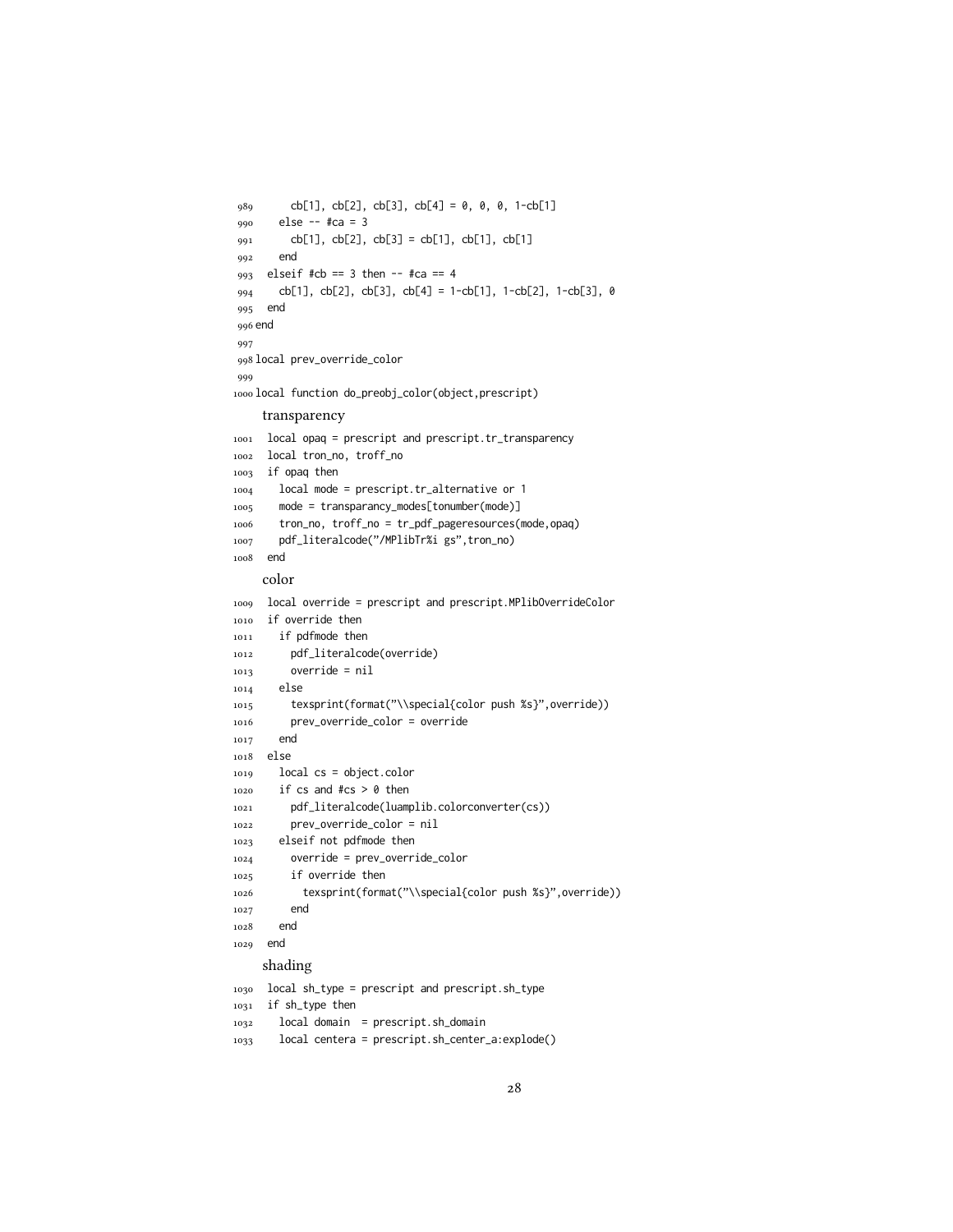```
989       cb[1], cb[2], cb[3], cb[4] = 0, 0, 0, 1-cb[1]
990     else -- #ca = 3
991       cb[1], cb[2], cb[3] = cb[1], cb[1], cb[1]
992     end
993   elseif #cb == 3 then -- #ca == 4
994     cb[1], cb[2], cb[3], cb[4] = 1-cb[1], 1-cb[2], 1-cb[3], 0
995   end
996 end
997
998 local prev_override_color
999
1000 local function do_preobj_color(object,prescript)
```

transparency

```
1001   local opaq = prescript and prescript.tr_transparency
1002   local tron_no, troff_no
1003   if opaq then
1004     local mode = prescript.tr_alternative or 1
1005     mode = transparancy_modes[tonumber(mode)]
1006     tron_no, troff_no = tr_pdf_pageresources(mode,opaq)
1007     pdf_literalcode("/MPlibTr%i gs",tron_no)
1008   end
```

color

```
1009   local override = prescript and prescript.MPlibOverrideColor
1010   if override then
1011     if pdfmode then
1012       pdf_literalcode(override)
1013       override = nil
1014     else
1015       texsprint(format("\\special{color push %s}",override))
1016       prev_override_color = override
1017     end
1018   else
1019     local cs = object.color
1020     if cs and #cs > 0 then
1021       pdf_literalcode(luamplib.colorconverter(cs))
1022       prev_override_color = nil
1023     elseif not pdfmode then
1024       override = prev_override_color
1025       if override then
1026         texsprint(format("\\special{color push %s}",override))
1027       end
1028     end
1029   end
```

shading

```
1030   local sh_type = prescript and prescript.sh_type
1031   if sh_type then
1032     local domain  = prescript.sh_domain
1033     local centera = prescript.sh_center_a:explode()
```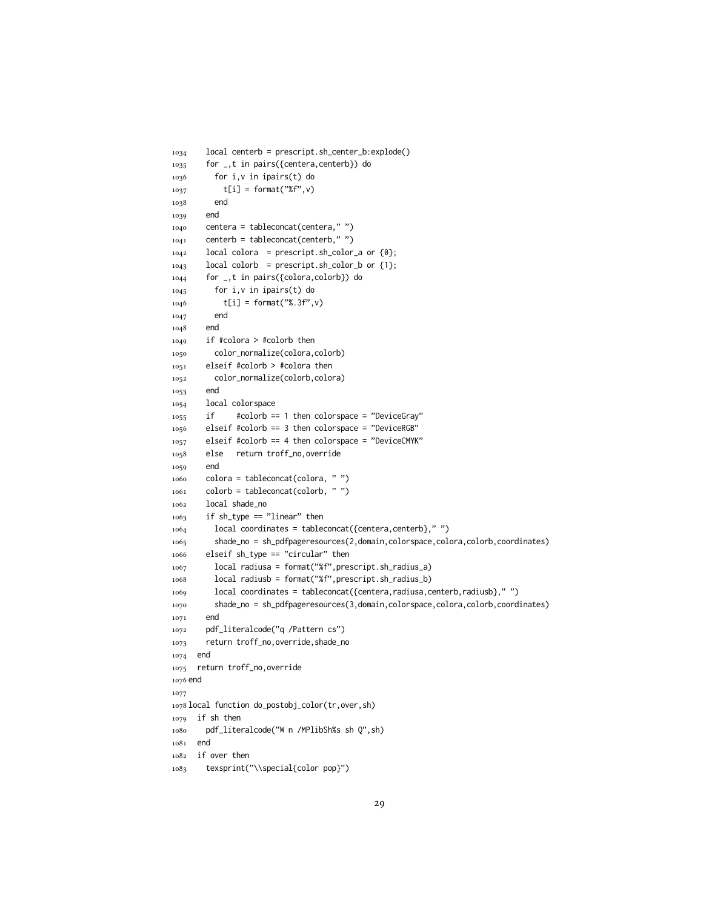```
1034    local centerb = prescript.sh_center_b:explode()
1035    for _,t in pairs({centera,centerb}) do
1036      for i,v in ipairs(t) do
1037        t[i] = format("%f",v)
1038      end
1039    end
1040    centera = tableconcat(centera," ")
1041    centerb = tableconcat(centerb," ")
1042    local colora  = prescript.sh_color_a or {0};
1043    local colorb  = prescript.sh_color_b or {1};
1044    for _,t in pairs({colora,colorb}) do
1045      for i,v in ipairs(t) do
1046        t[i] = format("%.3f",v)
1047      end
1048    end
1049    if #colora > #colorb then
1050      color_normalize(colora,colorb)
1051    elseif #colorb > #colora then
1052      color_normalize(colorb,colora)
1053    end
1054    local colorspace
1055    if     #colorb == 1 then colorspace = "DeviceGray"
1056    elseif #colorb == 3 then colorspace = "DeviceRGB"
1057    elseif #colorb == 4 then colorspace = "DeviceCMYK"
1058    else   return troff_no,override
1059    end
1060    colora = tableconcat(colora, " ")
1061    colorb = tableconcat(colorb, " ")
1062    local shade_no
1063    if sh_type == "linear" then
1064      local coordinates = tableconcat({centera,centerb}," ")
1065      shade_no = sh_pdfpageresources(2,domain,colorspace,colora,colorb,coordinates)
1066    elseif sh_type == "circular" then
1067      local radiusa = format("%f",prescript.sh_radius_a)
1068      local radiusb = format("%f",prescript.sh_radius_b)
1069      local coordinates = tableconcat({centera,radiusa,centerb,radiusb}," ")
1070      shade_no = sh_pdfpageresources(3,domain,colorspace,colora,colorb,coordinates)
1071    end
1072    pdf_literalcode("q /Pattern cs")
1073    return troff_no,override,shade_no
1074  end
1075  return troff_no,override
1076 end
1077
1078 local function do_postobj_color(tr,over,sh)
1079   if sh then
1080     pdf_literalcode("W n /MPlibSh%s sh Q",sh)
1081   end
1082   if over then
1083     texsprint("\\special{color pop}")
```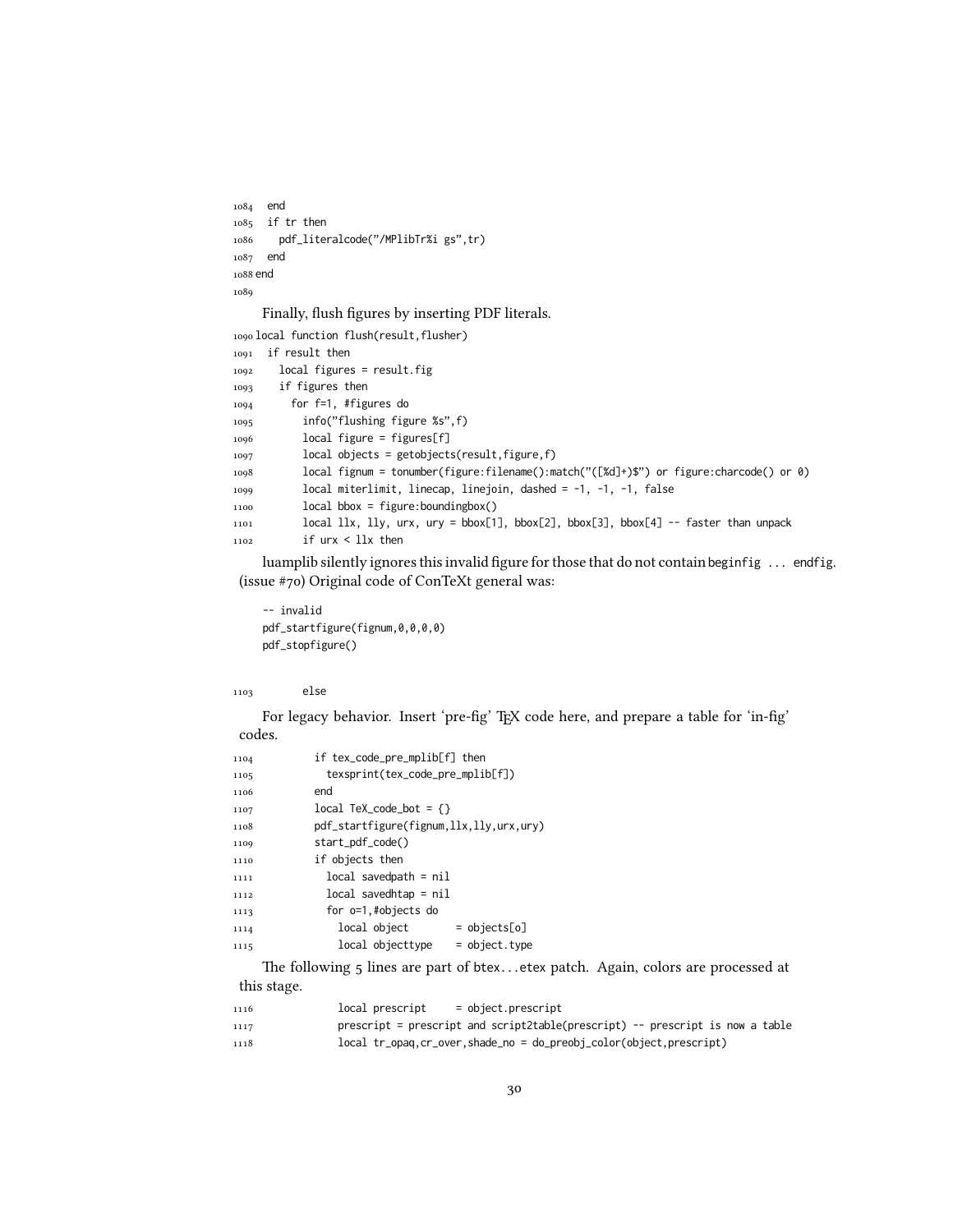```
1084   end
1085   if tr then
1086     pdf_literalcode("/MPlibTr%i gs",tr)
1087   end
1088 end
1089
```

Finally, flush figures by inserting PDF literals.

```
1090 local function flush(result,flusher)
1091   if result then
1092     local figures = result.fig
1093     if figures then
1094       for f=1, #figures do
1095         info("flushing figure %s",f)
1096         local figure = figures[f]
1097         local objects = getobjects(result,figure,f)
1098         local fignum = tonumber(figure:filename():match("([%d]+)$") or figure:charcode() or 0)
1099         local miterlimit, linecap, linejoin, dashed = -1, -1, -1, false
1100         local bbox = figure:boundingbox()
1101         local llx, lly, urx, ury = bbox[1], bbox[2], bbox[3], bbox[4] -- faster than unpack
1102         if urx < llx then
```

luamplib silently ignores this invalid figure for those that do not contain beginfig ... endfig. (issue #70) Original code of ConTeXt general was:

```
-- invalid
pdf_startfigure(fignum,0,0,0,0)
pdf_stopfigure()
```

```
1103         else
```

For legacy behavior. Insert 'pre-fig' TeX code here, and prepare a table for 'in-fig' codes.

```
1104           if tex_code_pre_mplib[f] then
1105             texsprint(tex_code_pre_mplib[f])
1106           end
1107           local TeX_code_bot = {}
1108           pdf_startfigure(fignum,llx,lly,urx,ury)
1109           start_pdf_code()
1110           if objects then
1111             local savedpath = nil
1112             local savedhtap = nil
1113             for o=1,#objects do
1114               local object        = objects[o]
1115               local objecttype    = object.type
```

The following 5 lines are part of btex...etex patch. Again, colors are processed at this stage.

```
1116               local prescript     = object.prescript
1117               prescript = prescript and script2table(prescript) -- prescript is now a table
1118               local tr_opaq,cr_over,shade_no = do_preobj_color(object,prescript)
```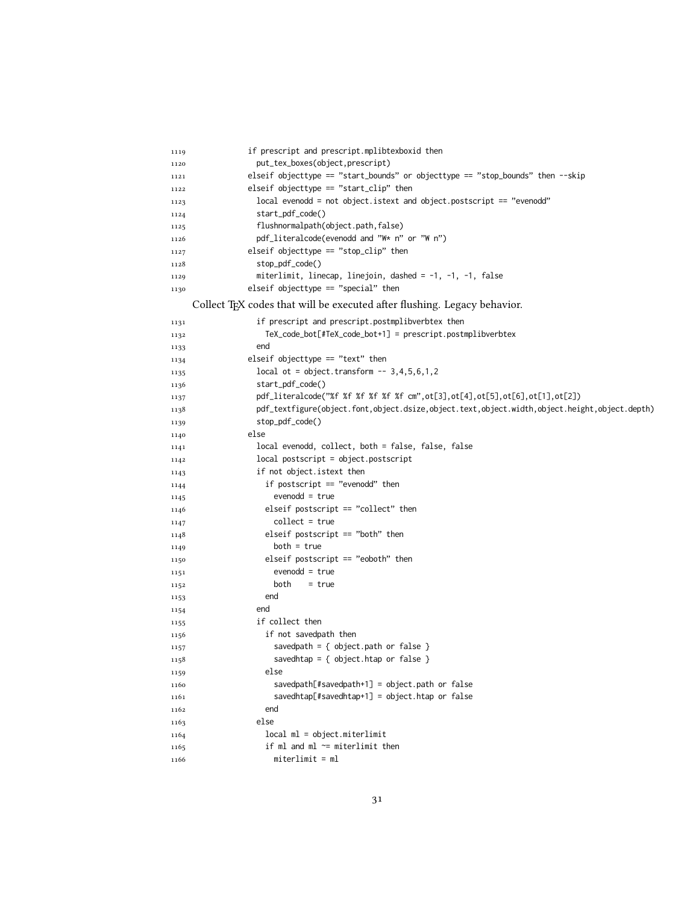```
1119            if prescript and prescript.mplibtexboxid then
1120              put_tex_boxes(object,prescript)
1121            elseif objecttype == "start_bounds" or objecttype == "stop_bounds" then --skip
1122            elseif objecttype == "start_clip" then
1123              local evenodd = not object.istext and object.postscript == "evenodd"
1124              start_pdf_code()
1125              flushnormalpath(object.path,false)
1126              pdf_literalcode(evenodd and "W* n" or "W n")
1127            elseif objecttype == "stop_clip" then
1128              stop_pdf_code()
1129              miterlimit, linecap, linejoin, dashed = -1, -1, -1, false
1130            elseif objecttype == "special" then
```

Collect TEX codes that will be executed after flushing. Legacy behavior.

```
1131              if prescript and prescript.postmplibverbtex then
1132                TeX_code_bot[#TeX_code_bot+1] = prescript.postmplibverbtex
1133              end
1134            elseif objecttype == "text" then
1135              local ot = object.transform -- 3,4,5,6,1,2
1136              start_pdf_code()
1137              pdf_literalcode("%f %f %f %f %f %f cm",ot[3],ot[4],ot[5],ot[6],ot[1],ot[2])
1138              pdf_textfigure(object.font,object.dsize,object.text,object.width,object.height,object.depth)
1139              stop_pdf_code()
1140            else
1141              local evenodd, collect, both = false, false, false
1142              local postscript = object.postscript
1143              if not object.istext then
1144                if postscript == "evenodd" then
1145                  evenodd = true
1146                elseif postscript == "collect" then
1147                  collect = true
1148                elseif postscript == "both" then
1149                  both = true
1150                elseif postscript == "eoboth" then
1151                  evenodd = true
1152                  both    = true
1153                end
1154              end
1155              if collect then
1156                if not savedpath then
1157                  savedpath = { object.path or false }
1158                  savedhtap = { object.htap or false }
1159                else
1160                  savedpath[#savedpath+1] = object.path or false
1161                  savedhtap[#savedhtap+1] = object.htap or false
1162                end
1163              else
1164                local ml = object.miterlimit
1165                if ml and ml ~= miterlimit then
1166                  miterlimit = ml
```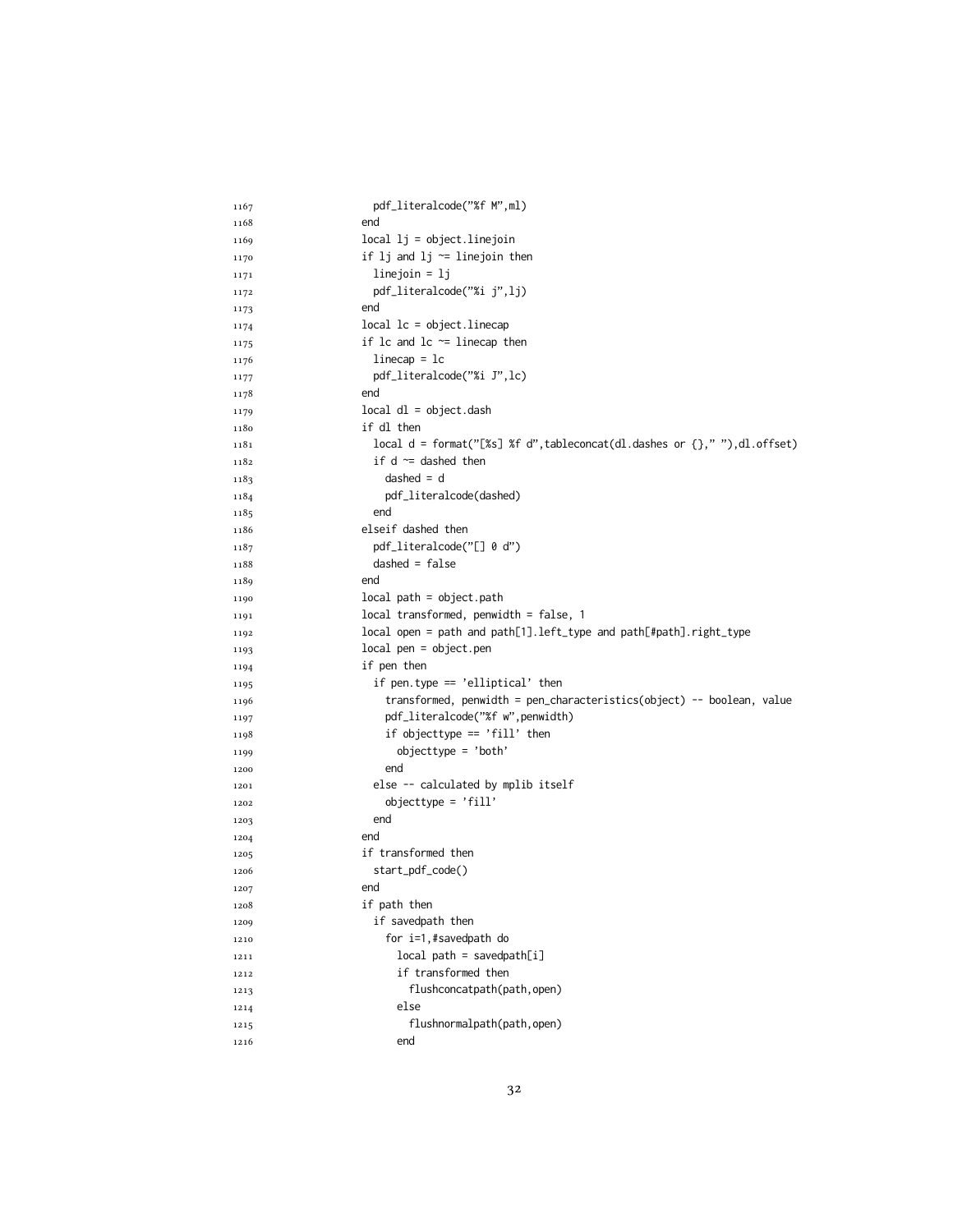```
            pdf_literalcode("%f M",ml)
          end
          local lj = object.linejoin
          if lj and lj ~= linejoin then
            linejoin = lj
            pdf_literalcode("%i j",lj)
          end
          local lc = object.linecap
          if lc and lc ~= linecap then
            linecap = lc
            pdf_literalcode("%i J",lc)
          end
          local dl = object.dash
          if dl then
            local d = format("[%s] %f d",tableconcat(dl.dashes or {}," "),dl.offset)
            if d ~= dashed then
              dashed = d
              pdf_literalcode(dashed)
            end
          elseif dashed then
            pdf_literalcode("[] 0 d")
            dashed = false
          end
          local path = object.path
          local transformed, penwidth = false, 1
          local open = path and path[1].left_type and path[#path].right_type
          local pen = object.pen
          if pen then
            if pen.type == 'elliptical' then
              transformed, penwidth = pen_characteristics(object) -- boolean, value
              pdf_literalcode("%f w",penwidth)
              if objecttype == 'fill' then
                objecttype = 'both'
              end
            else -- calculated by mplib itself
              objecttype = 'fill'
            end
          end
          if transformed then
            start_pdf_code()
          end
          if path then
            if savedpath then
              for i=1,#savedpath do
                local path = savedpath[i]
                if transformed then
                  flushconcatpath(path,open)
                else
                  flushnormalpath(path,open)
                end
```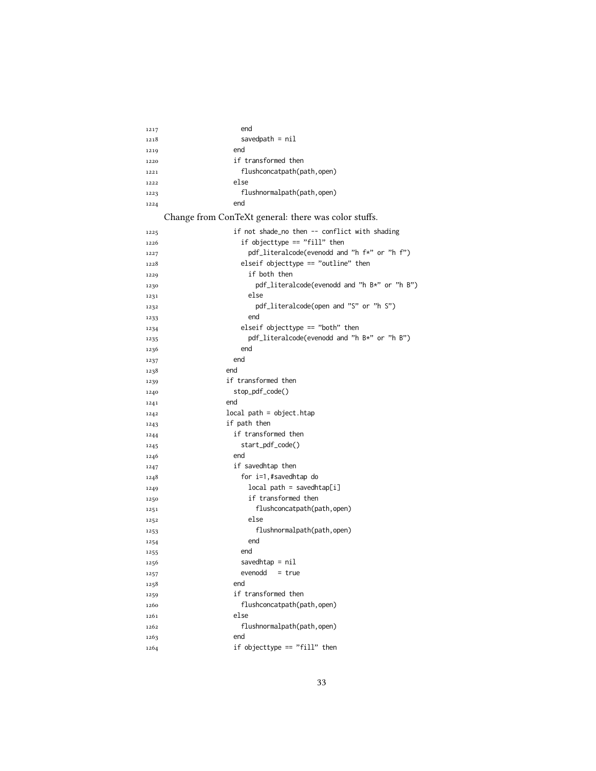```
                    end
                    savedpath = nil
                  end
                  if transformed then
                    flushconcatpath(path,open)
                  else
                    flushnormalpath(path,open)
                  end
```

Change from ConTeXt general: there was color stuffs.

```
                  if not shade_no then -- conflict with shading
                    if objecttype == "fill" then
                      pdf_literalcode(evenodd and "h f*" or "h f")
                    elseif objecttype == "outline" then
                      if both then
                        pdf_literalcode(evenodd and "h B*" or "h B")
                      else
                        pdf_literalcode(open and "S" or "h S")
                      end
                    elseif objecttype == "both" then
                      pdf_literalcode(evenodd and "h B*" or "h B")
                    end
                  end
                end
                if transformed then
                  stop_pdf_code()
                end
                local path = object.htap
                if path then
                  if transformed then
                    start_pdf_code()
                  end
                  if savedhtap then
                    for i=1,#savedhtap do
                      local path = savedhtap[i]
                      if transformed then
                        flushconcatpath(path,open)
                      else
                        flushnormalpath(path,open)
                      end
                    end
                    savedhtap = nil
                    evenodd   = true
                  end
                  if transformed then
                    flushconcatpath(path,open)
                  else
                    flushnormalpath(path,open)
                  end
                  if objecttype == "fill" then
```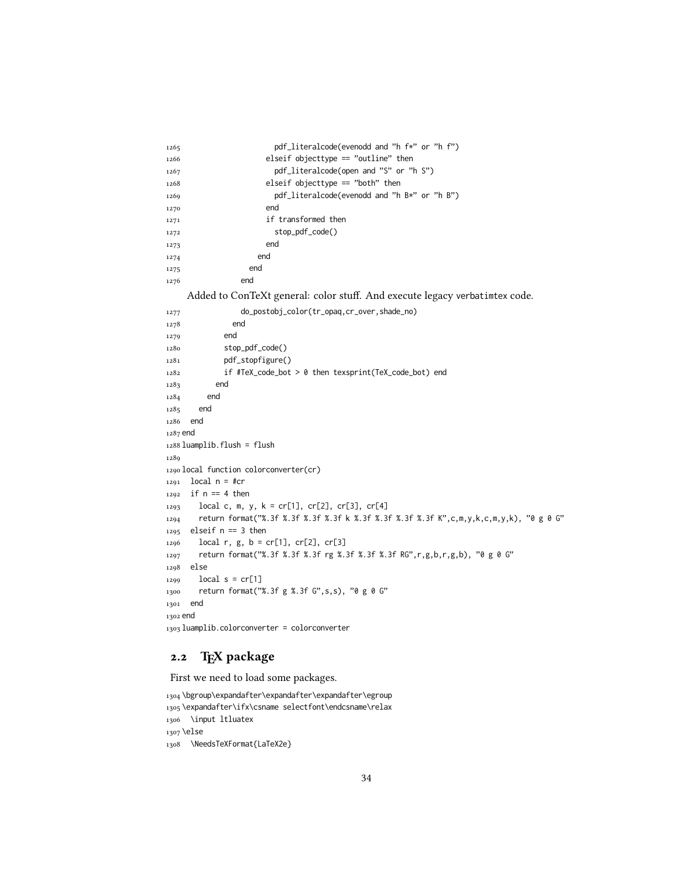```
1265                     pdf_literalcode(evenodd and "h f*" or "h f")
1266                   elseif objecttype == "outline" then
1267                     pdf_literalcode(open and "S" or "h S")
1268                   elseif objecttype == "both" then
1269                     pdf_literalcode(evenodd and "h B*" or "h B")
1270                   end
1271                   if transformed then
1272                     stop_pdf_code()
1273                   end
1274                 end
1275               end
1276             end
```

Added to ConTeXt general: color stuff. And execute legacy verbatimtex code.

```
1277             do_postobj_color(tr_opaq,cr_over,shade_no)
1278           end
1279         end
1280         stop_pdf_code()
1281         pdf_stopfigure()
1282         if #TeX_code_bot > 0 then texsprint(TeX_code_bot) end
1283       end
1284     end
1285   end
1286 end
1287 end
1288 luamplib.flush = flush
1289
1290 local function colorconverter(cr)
1291   local n = #cr
1292   if n == 4 then
1293     local c, m, y, k = cr[1], cr[2], cr[3], cr[4]
1294     return format("%.3f %.3f %.3f %.3f k %.3f %.3f %.3f %.3f K",c,m,y,k,c,m,y,k), "0 g 0 G"
1295   elseif n == 3 then
1296     local r, g, b = cr[1], cr[2], cr[3]
1297     return format("%.3f %.3f %.3f rg %.3f %.3f %.3f RG",r,g,b,r,g,b), "0 g 0 G"
1298   else
1299     local s = cr[1]
1300     return format("%.3f g %.3f G",s,s), "0 g 0 G"
1301   end
1302 end
1303 luamplib.colorconverter = colorconverter
```

## 2.2 TeX package

First we need to load some packages.

```
1304 \bgroup\expandafter\expandafter\expandafter\egroup
1305 \expandafter\ifx\csname selectfont\endcsname\relax
1306   \input ltluatex
1307 \else
1308   \NeedsTeXFormat{LaTeX2e}
```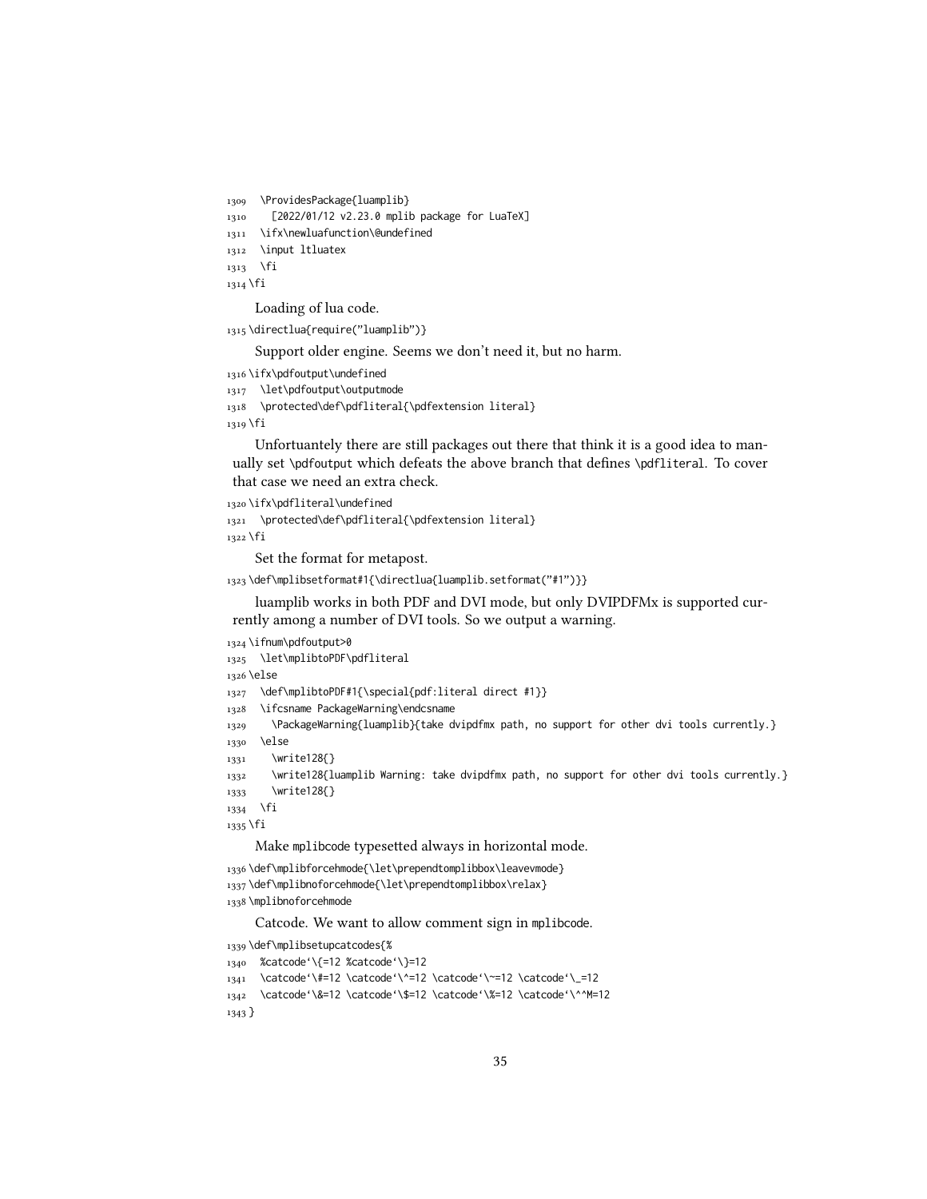```
1309   \ProvidesPackage{luamplib}
1310     [2022/01/12 v2.23.0 mplib package for LuaTeX]
1311   \ifx\newluafunction\@undefined
1312   \input ltluatex
1313   \fi
1314 \fi
```

Loading of lua code.

```
1315 \directlua{require("luamplib")}
```

Support older engine. Seems we don't need it, but no harm.

```
1316 \ifx\pdfoutput\undefined
1317   \let\pdfoutput\outputmode
1318   \protected\def\pdfliteral{\pdfextension literal}
1319 \fi
```

Unfortuantely there are still packages out there that think it is a good idea to manually set \pdfoutput which defeats the above branch that defines \pdfliteral. To cover that case we need an extra check.

```
1320 \ifx\pdfliteral\undefined
1321   \protected\def\pdfliteral{\pdfextension literal}
1322 \fi
```

Set the format for metapost.

```
1323 \def\mplibsetformat#1{\directlua{luamplib.setformat("#1")}}
```

luamplib works in both PDF and DVI mode, but only DVIPDFMx is supported currently among a number of DVI tools. So we output a warning.

```
1324 \ifnum\pdfoutput>0
1325   \let\mplibtoPDF\pdfliteral
1326 \else
1327   \def\mplibtoPDF#1{\special{pdf:literal direct #1}}
1328   \ifcsname PackageWarning\endcsname
1329     \PackageWarning{luamplib}{take dvipdfmx path, no support for other dvi tools currently.}
1330   \else
1331     \write128{}
1332     \write128{luamplib Warning: take dvipdfmx path, no support for other dvi tools currently.}
1333     \write128{}
1334   \fi
1335 \fi
```

Make mplibcode typesetted always in horizontal mode.

```
1336 \def\mplibforcehmode{\let\prependtomplibbox\leavevmode}
1337 \def\mplibnoforcehmode{\let\prependtomplibbox\relax}
1338 \mplibnoforcehmode
```

Catcode. We want to allow comment sign in mplibcode.

```
1339 \def\mplibsetupcatcodes{%
1340   %catcode`\{=12 %catcode`\}=12
1341   \catcode`\#=12 \catcode`\^=12 \catcode`\~=12 \catcode`\_=12
1342   \catcode`\&=12 \catcode`\$=12 \catcode`\%=12 \catcode`\^^M=12
1343 }
```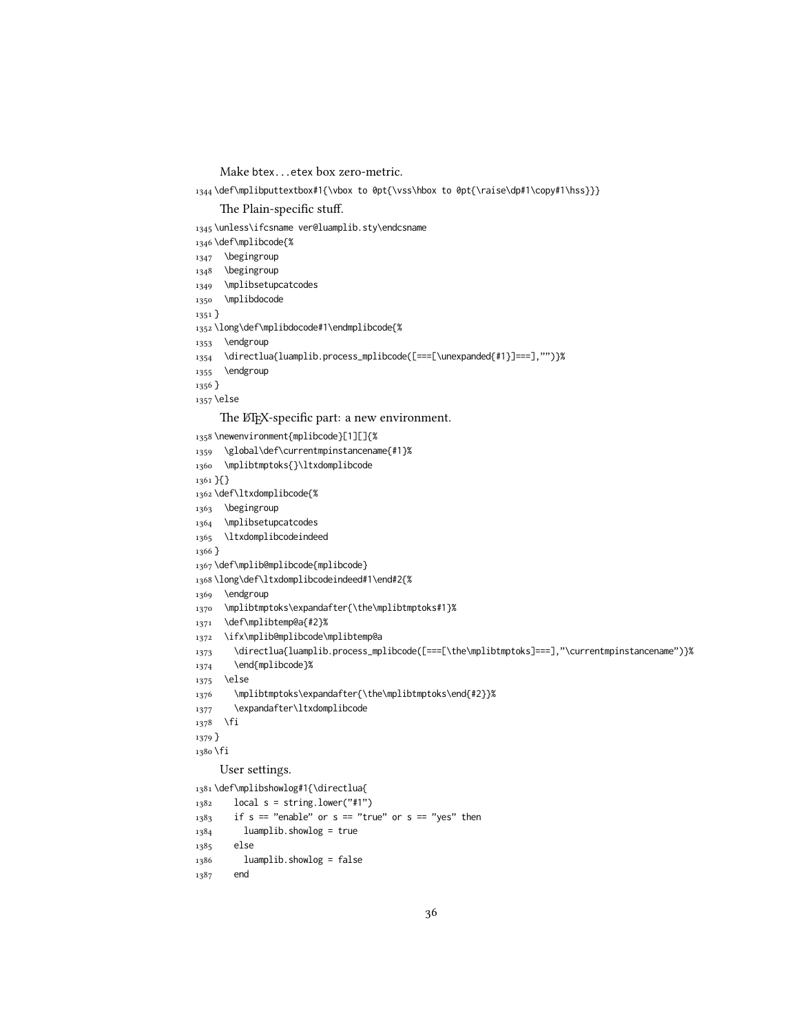Make btex…etex box zero-metric.

```
1344 \def\mplibputtextbox#1{\vbox to 0pt{\vss\hbox to 0pt{\raise\dp#1\copy#1\hss}}}
```

The Plain-specific stuff.

```
1345 \unless\ifcsname ver@luamplib.sty\endcsname
1346 \def\mplibcode{%
1347   \begingroup
1348   \begingroup
1349   \mplibsetupcatcodes
1350   \mplibdocode
1351 }
1352 \long\def\mplibdocode#1\endmplibcode{%
1353   \endgroup
1354   \directlua{luamplib.process_mplibcode([===[\unexpanded{#1}]===],"")}%
1355   \endgroup
1356 }
1357 \else
```

The LaTeX-specific part: a new environment.

```
1358 \newenvironment{mplibcode}[1][]{%
1359   \global\def\currentmpinstancename{#1}%
1360   \mplibtmptoks{}\ltxdomplibcode
1361 }{}
1362 \def\ltxdomplibcode{%
1363   \begingroup
1364   \mplibsetupcatcodes
1365   \ltxdomplibcodeindeed
1366 }
1367 \def\mplib@mplibcode{mplibcode}
1368 \long\def\ltxdomplibcodeindeed#1\end#2{%
1369   \endgroup
1370   \mplibtmptoks\expandafter{\the\mplibtmptoks#1}%
1371   \def\mplibtemp@a{#2}%
1372   \ifx\mplib@mplibcode\mplibtemp@a
1373     \directlua{luamplib.process_mplibcode([===[\the\mplibtmptoks]===],"\currentmpinstancename")}%
1374     \end{mplibcode}%
1375   \else
1376     \mplibtmptoks\expandafter{\the\mplibtmptoks\end{#2}}%
1377     \expandafter\ltxdomplibcode
1378   \fi
1379 }
1380 \fi
```

User settings.

```
1381 \def\mplibshowlog#1{\directlua{
1382     local s = string.lower("#1")
1383     if s == "enable" or s == "true" or s == "yes" then
1384       luamplib.showlog = true
1385     else
1386       luamplib.showlog = false
1387     end
```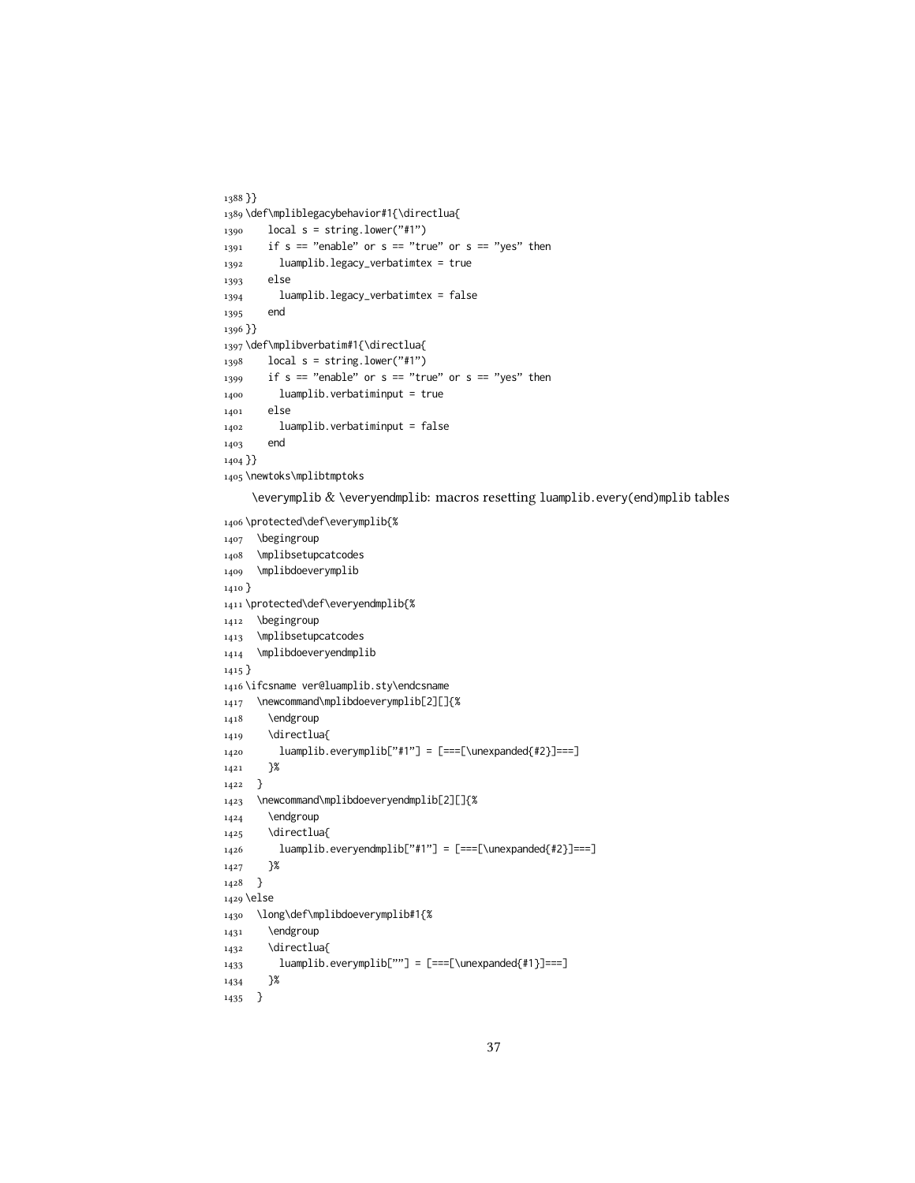```
1388 }}
1389 \def\mpliblegacybehavior#1{\directlua{
1390     local s = string.lower("#1")
1391     if s == "enable" or s == "true" or s == "yes" then
1392       luamplib.legacy_verbatimtex = true
1393     else
1394       luamplib.legacy_verbatimtex = false
1395     end
1396 }}
1397 \def\mplibverbatim#1{\directlua{
1398     local s = string.lower("#1")
1399     if s == "enable" or s == "true" or s == "yes" then
1400       luamplib.verbatiminput = true
1401     else
1402       luamplib.verbatiminput = false
1403     end
1404 }}
1405 \newtoks\mplibtmptoks
```

\everymplib & \everyendmplib: macros resetting luamplib.every(end)mplib tables

```
1406 \protected\def\everymplib{%
1407   \begingroup
1408   \mplibsetupcatcodes
1409   \mplibdoeverymplib
1410 }
1411 \protected\def\everyendmplib{%
1412   \begingroup
1413   \mplibsetupcatcodes
1414   \mplibdoeveryendmplib
1415 }
1416 \ifcsname ver@luamplib.sty\endcsname
1417   \newcommand\mplibdoeverymplib[2][]{%
1418     \endgroup
1419     \directlua{
1420       luamplib.everymplib["#1"] = [===[\unexpanded{#2}]===]
1421     }%
1422   }
1423   \newcommand\mplibdoeveryendmplib[2][]{%
1424     \endgroup
1425     \directlua{
1426       luamplib.everyendmplib["#1"] = [===[\unexpanded{#2}]===]
1427     }%
1428   }
1429 \else
1430   \long\def\mplibdoeverymplib#1{%
1431     \endgroup
1432     \directlua{
1433       luamplib.everymplib[""] = [===[\unexpanded{#1}]===]
1434     }%
1435   }
```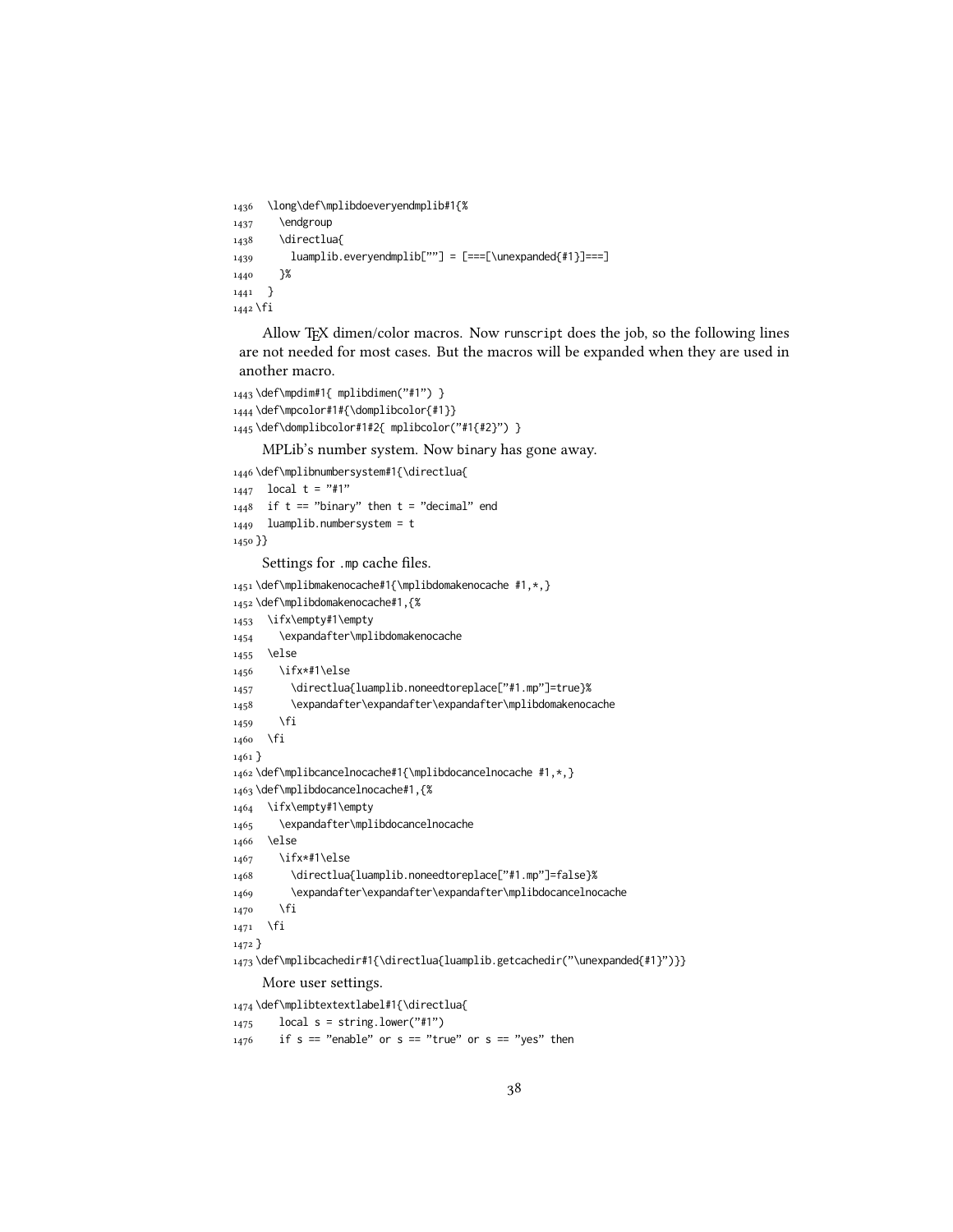```
1436  \long\def\mplibdoeveryendmplib#1{%
1437    \endgroup
1438    \directlua{
1439      luamplib.everyendmplib[""] = [===[\unexpanded{#1}]===]
1440    }%
1441  }
1442 \fi
```

Allow TEX dimen/color macros. Now runscript does the job, so the following lines are not needed for most cases. But the macros will be expanded when they are used in another macro.

```
1443 \def\mpdim#1{ mplibdimen("#1") }
1444 \def\mpcolor#1#{\domplibcolor{#1}}
1445 \def\domplibcolor#1#2{ mplibcolor("#1{#2}") }
```

MPLib's number system. Now binary has gone away.

```
1446 \def\mplibnumbersystem#1{\directlua{
1447  local t = "#1"
1448  if t == "binary" then t = "decimal" end
1449  luamplib.numbersystem = t
1450 }}
```

Settings for .mp cache files.

```
1451 \def\mplibmakenocache#1{\mplibdomakenocache #1,*,}
1452 \def\mplibdomakenocache#1,{%
1453  \ifx\empty#1\empty
1454    \expandafter\mplibdomakenocache
1455  \else
1456    \ifx*#1\else
1457      \directlua{luamplib.noneedtoreplace["#1.mp"]=true}%
1458      \expandafter\expandafter\expandafter\mplibdomakenocache
1459    \fi
1460  \fi
1461 }
1462 \def\mplibcancelnocache#1{\mplibdocancelnocache #1,*,}
1463 \def\mplibdocancelnocache#1,{%
1464  \ifx\empty#1\empty
1465    \expandafter\mplibdocancelnocache
1466  \else
1467    \ifx*#1\else
1468      \directlua{luamplib.noneedtoreplace["#1.mp"]=false}%
1469      \expandafter\expandafter\expandafter\mplibdocancelnocache
1470    \fi
1471  \fi
1472 }
1473 \def\mplibcachedir#1{\directlua{luamplib.getcachedir("\unexpanded{#1}")}}
```

More user settings.

```
1474 \def\mplibtextextlabel#1{\directlua{
1475    local s = string.lower("#1")
1476    if s == "enable" or s == "true" or s == "yes" then
```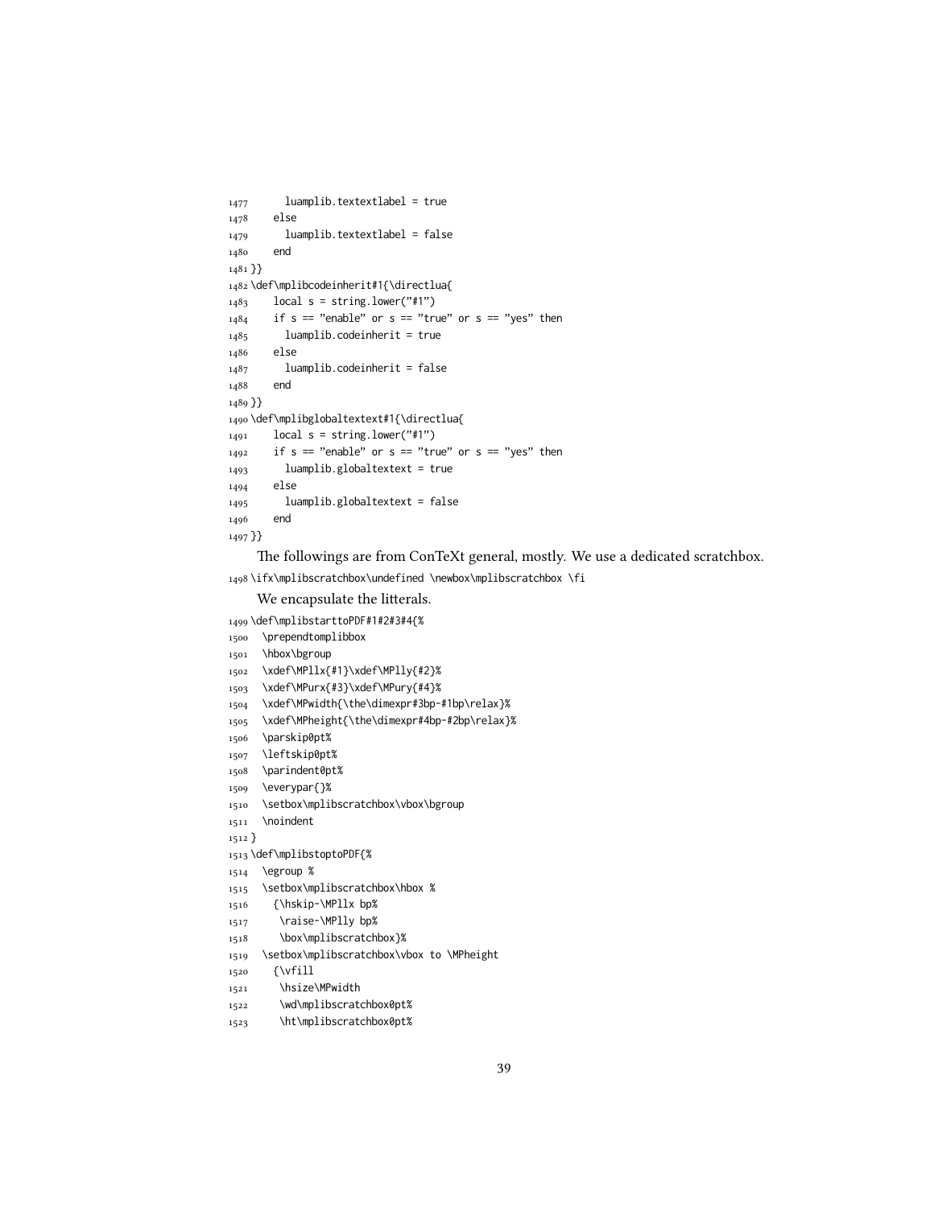```
1477      luamplib.textextlabel = true
1478    else
1479      luamplib.textextlabel = false
1480    end
1481 }}
1482 \def\mplibcodeinherit#1{\directlua{
1483    local s = string.lower("#1")
1484    if s == "enable" or s == "true" or s == "yes" then
1485      luamplib.codeinherit = true
1486    else
1487      luamplib.codeinherit = false
1488    end
1489 }}
1490 \def\mplibglobaltextext#1{\directlua{
1491    local s = string.lower("#1")
1492    if s == "enable" or s == "true" or s == "yes" then
1493      luamplib.globaltextext = true
1494    else
1495      luamplib.globaltextext = false
1496    end
1497 }}
```

The followings are from ConTeXt general, mostly. We use a dedicated scratchbox.

```
1498 \ifx\mplibscratchbox\undefined \newbox\mplibscratchbox \fi
```

We encapsulate the litterals.

```
1499 \def\mplibstarttoPDF#1#2#3#4{%
1500   \prependtomplibbox
1501   \hbox\bgroup
1502   \xdef\MPllx{#1}\xdef\MPlly{#2}%
1503   \xdef\MPurx{#3}\xdef\MPury{#4}%
1504   \xdef\MPwidth{\the\dimexpr#3bp-#1bp\relax}%
1505   \xdef\MPheight{\the\dimexpr#4bp-#2bp\relax}%
1506   \parskip0pt%
1507   \leftskip0pt%
1508   \parindent0pt%
1509   \everypar{}%
1510   \setbox\mplibscratchbox\vbox\bgroup
1511   \noindent
1512 }
1513 \def\mplibstoptoPDF{%
1514   \egroup %
1515   \setbox\mplibscratchbox\hbox %
1516     {\hskip-\MPllx bp%
1517      \raise-\MPlly bp%
1518      \box\mplibscratchbox}%
1519   \setbox\mplibscratchbox\vbox to \MPheight
1520     {\vfill
1521      \hsize\MPwidth
1522      \wd\mplibscratchbox0pt%
1523      \ht\mplibscratchbox0pt%
```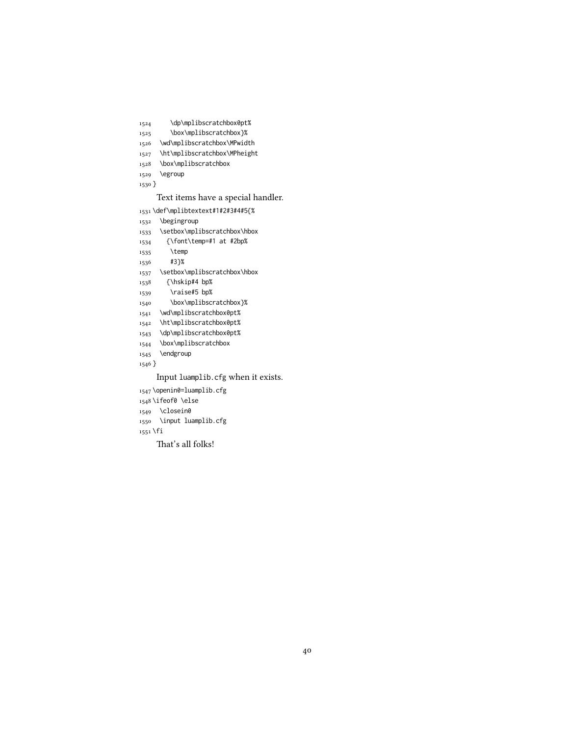```
1524      \dp\mplibscratchbox0pt%
1525      \box\mplibscratchbox}%
1526   \wd\mplibscratchbox\MPwidth
1527   \ht\mplibscratchbox\MPheight
1528   \box\mplibscratchbox
1529   \egroup
1530 }
```

Text items have a special handler.

```
1531 \def\mplibtextext#1#2#3#4#5{%
1532   \begingroup
1533   \setbox\mplibscratchbox\hbox
1534     {\font\temp=#1 at #2bp%
1535      \temp
1536      #3}%
1537   \setbox\mplibscratchbox\hbox
1538     {\hskip#4 bp%
1539      \raise#5 bp%
1540      \box\mplibscratchbox}%
1541   \wd\mplibscratchbox0pt%
1542   \ht\mplibscratchbox0pt%
1543   \dp\mplibscratchbox0pt%
1544   \box\mplibscratchbox
1545   \endgroup
1546 }
```

Input luamplib.cfg when it exists.

```
1547 \openin0=luamplib.cfg
1548 \ifeof0 \else
1549   \closein0
1550   \input luamplib.cfg
1551 \fi
```

That's all folks!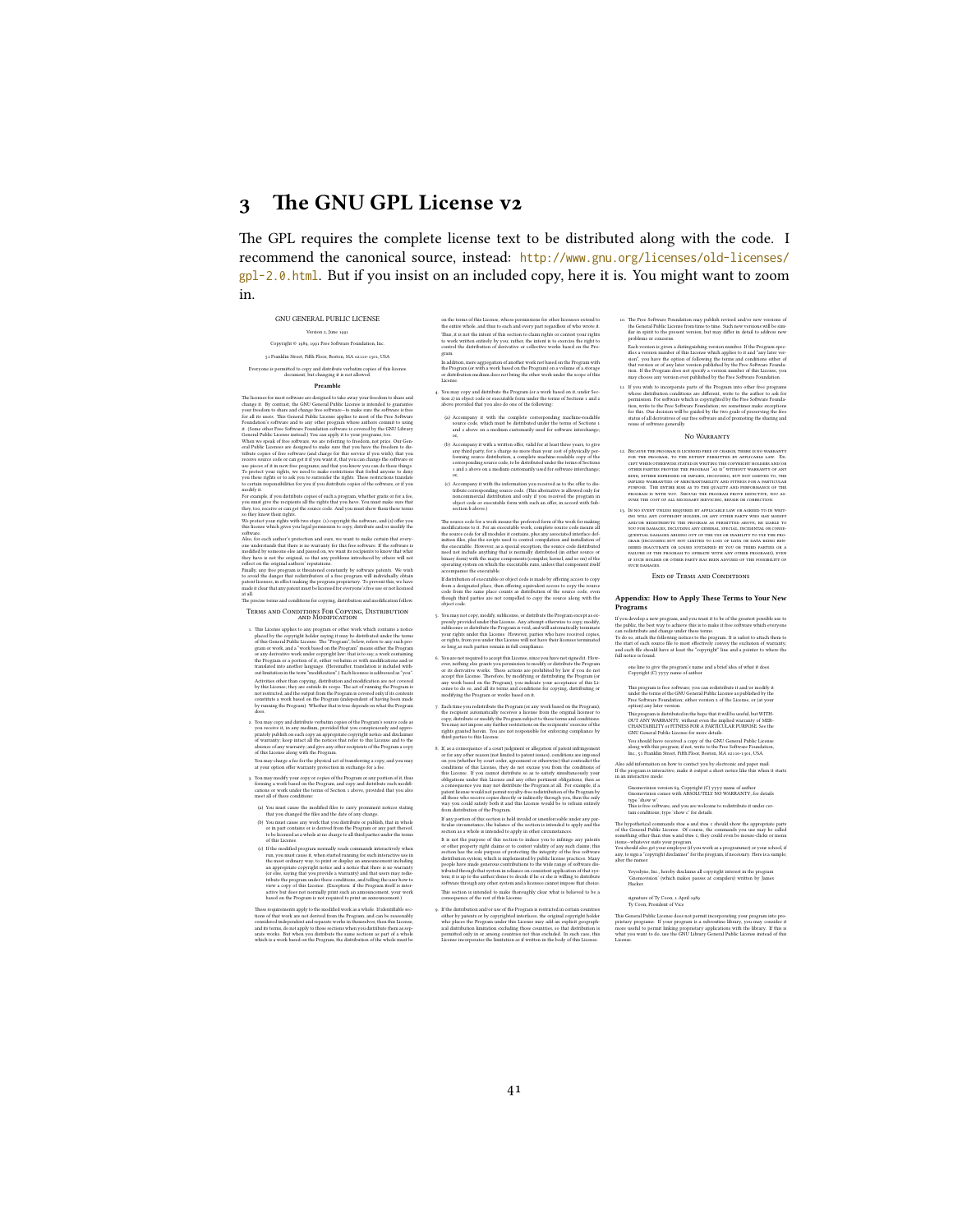# 3 The GNU GPL License v2

The GPL requires the complete license text to be distributed along with the code. I recommend the canonical source, instead: http://www.gnu.org/licenses/old-licenses/gpl-2.0.html. But if you insist on an included copy, here it is. You might want to zoom in.

GNU GENERAL PUBLIC LICENSE

Version 2, June 1991

Copyright © 1989, 1991 Free Software Foundation, Inc.

51 Franklin Street, Fifth Floor, Boston, MA 02110-1301, USA

Everyone is permitted to copy and distribute verbatim copies of this license document, but changing it is not allowed.

**Preamble**

The licenses for most software are designed to take away your freedom to share and change it. By contrast, the GNU General Public License is intended to guarantee your freedom to share and change free software—to make sure the software is free for all its users. This General Public License applies to most of the Free Software Foundation's software and to any other program whose authors commit to using it. (Some other Free Software Foundation software is covered by the GNU Lesser General Public License instead.) You can apply it to your programs, too.

When we speak of free software, we are referring to freedom, not price. Our General Public Licenses are designed to make sure that you have the freedom to distribute copies of free software (and charge for this service if you wish), that you receive source code or can get it if you want it, that you can change the software or use pieces of it in new free programs; and that you know you can do these things.

To protect your rights, we need to make restrictions that forbid anyone to deny you these rights or to ask you to surrender the rights. These restrictions translate to certain responsibilities for you if you distribute copies of the software, or if you modify it.

For example, if you distribute copies of such a program, whether gratis or for a fee, you must give the recipients all the rights that you have. You must make sure that they, too, receive or can get the source code. And you must show them these terms so they know their rights.

We protect your rights with two steps: (1) copyright the software, and (2) offer you this license which gives you legal permission to copy, distribute and/or modify the software.

Also, for each author's protection and ours, we want to make certain that everyone understands that there is no warranty for this free software. If the software is modified by someone else and passed on, we want its recipients to know that what they have is not the original, so that any problems introduced by others will not reflect on the original authors' reputations.

Finally, any free program is threatened constantly by software patents. We wish to avoid the danger that redistributors of a free program will individually obtain patent licenses, in effect making the program proprietary. To prevent this, we have made it clear that any patent must be licensed for everyone's free use or not licensed at all.

The precise terms and conditions for copying, distribution and modification follow.

**Terms and Conditions For Copying, Distribution and Modification**

0. This License applies to any program or other work which contains a notice placed by the copyright holder saying it may be distributed under the terms of this General Public License. The "Program", below, refers to any such program or work, and a "work based on the Program" means either the Program or any derivative work under copyright law: that is to say, a work containing the Program or a portion of it, either verbatim or with modifications and/or translated into another language. (Hereinafter, translation is included without limitation in the term "modification".) Each licensee is addressed as "you".

   Activities other than copying, distribution and modification are not covered by this License; they are outside its scope. The act of running the Program is not restricted, and the output from the Program is covered only if its contents constitute a work based on the Program (independent of having been made by running the Program). Whether that is true depends on what the Program does.

1. You may copy and distribute verbatim copies of the Program's source code as you receive it, in any medium, provided that you conspicuously and appropriately publish on each copy an appropriate copyright notice and disclaimer of warranty; keep intact all the notices that refer to this License and to the absence of any warranty; and give any other recipients of the Program a copy of this License along with the Program.

   You may charge a fee for the physical act of transferring a copy, and you may at your option offer warranty protection in exchange for a fee.

2. You may modify your copy or copies of the Program or any portion of it, thus forming a work based on the Program, and copy and distribute such modifications or work under the terms of Section 1 above, provided that you also meet all of these conditions:

   (a) You must cause the modified files to carry prominent notices stating that you changed the files and the date of any change.

   (b) You must cause any work that you distribute or publish, that in whole or in part contains or is derived from the Program or any part thereof, to be licensed as a whole at no charge to all third parties under the terms of this License.

   (c) If the modified program normally reads commands interactively when run, you must cause it, when started running for such interactive use in the most ordinary way, to print or display an announcement including an appropriate copyright notice and a notice that there is no warranty (or else, saying that you provide a warranty) and that users may redistribute the program under these conditions, and telling the user how to view a copy of this License. (Exception: if the Program itself is interactive but does not normally print such an announcement, your work based on the Program is not required to print an announcement.)

   These requirements apply to the modified work as a whole. If identifiable sections of that work are not derived from the Program, and can be reasonably considered independent and separate works in themselves, then this License, and its terms, do not apply to those sections when you distribute them as separate works. But when you distribute the same sections as part of a whole which is a work based on the Program, the distribution of the whole must be on the terms of this License, whose permissions for other licensees extend to the entire whole, and thus to each and every part regardless of who wrote it.

   Thus, it is not the intent of this section to claim rights or contest your rights to work written entirely by you; rather, the intent is to exercise the right to control the distribution of derivative or collective works based on the Program.

   In addition, mere aggregation of another work not based on the Program with the Program (or with a work based on the Program) on a volume of a storage or distribution medium does not bring the other work under the scope of this License.

3. You may copy and distribute the Program (or a work based on it, under Section 2) in object code or executable form under the terms of Sections 1 and 2 above provided that you also do one of the following:

   (a) Accompany it with the complete corresponding machine-readable source code, which must be distributed under the terms of Sections 1 and 2 above on a medium customarily used for software interchange; or,

   (b) Accompany it with a written offer, valid for at least three years, to give any third party, for a charge no more than your cost of physically performing source distribution, a complete machine-readable copy of the corresponding source code, to be distributed under the terms of Sections 1 and 2 above on a medium customarily used for software interchange; or,

   (c) Accompany it with the information you received as to the offer to distribute corresponding source code. (This alternative is allowed only for noncommercial distribution and only if you received the program in object code or executable form with such an offer, in accord with Subsection b above.)

   The source code for a work means the preferred form of the work for making modifications to it. For an executable work, complete source code means all the source code for all modules it contains, plus any associated interface definition files, plus the scripts used to control compilation and installation of the executable. However, as a special exception, the source code distributed need not include anything that is normally distributed (in either source or binary form) with the major components (compiler, kernel, and so on) of the operating system on which the executable runs, unless that component itself accompanies the executable.

   If distribution of executable or object code is made by offering access to copy from a designated place, then offering equivalent access to copy the source code from the same place counts as distribution of the source code, even though third parties are not compelled to copy the source along with the object code.

4. You may not copy, modify, sublicense, or distribute the Program except as expressly provided under this License. Any attempt otherwise to copy, modify, sublicense or distribute the Program is void, and will automatically terminate your rights under this License. However, parties who have received copies, or rights, from you under this License will not have their licenses terminated so long as such parties remain in full compliance.

5. You are not required to accept this License, since you have not signed it. However, nothing else grants you permission to modify or distribute the Program or its derivative works. These actions are prohibited by law if you do not accept this License. Therefore, by modifying or distributing the Program (or any work based on the Program), you indicate your acceptance of this License to do so, and all its terms and conditions for copying, distributing or modifying the Program or works based on it.

6. Each time you redistribute the Program (or any work based on the Program), the recipient automatically receives a license from the original licensor to copy, distribute or modify the Program subject to these terms and conditions. You may not impose any further restrictions on the recipients' exercise of the rights granted herein. You are not responsible for enforcing compliance by third parties to this License.

7. If, as a consequence of a court judgment or allegation of patent infringement or for any other reason (not limited to patent issues), conditions are imposed on you (whether by court order, agreement or otherwise) that contradict the conditions of this License, they do not excuse you from the conditions of this License. If you cannot distribute so as to satisfy simultaneously your obligations under this License and any other pertinent obligations, then as a consequence you may not distribute the Program at all. For example, if a patent license would not permit royalty-free redistribution of the Program by all those who receive copies directly or indirectly through you, then the only way you could satisfy both it and this License would be to refrain entirely from distribution of the Program.

   If any portion of this section is held invalid or unenforceable under any particular circumstance, the balance of the section is intended to apply and the section as a whole is intended to apply in other circumstances.

   It is not the purpose of this section to induce you to infringe any patents or other property right claims or to contest validity of any such claims; this section has the sole purpose of protecting the integrity of the free software distribution system, which is implemented by public license practices. Many people have made generous contributions to the wide range of software distributed through that system in reliance on consistent application of that system; it is up to the author/donor to decide if he or she is willing to distribute software through any other system and a licensee cannot impose that choice.

   This section is intended to make thoroughly clear what is believed to be a consequence of the rest of this License.

8. If the distribution and/or use of the Program is restricted in certain countries either by patents or by copyrighted interfaces, the original copyright holder who places the Program under this License may add an explicit geographical distribution limitation excluding those countries, so that distribution is permitted only in or among countries not thus excluded. In such case, this License incorporates the limitation as if written in the body of this License.

9. The Free Software Foundation may publish revised and/or new versions of the General Public License from time to time. Such new versions will be similar in spirit to the present version, but may differ in detail to address new problems or concerns.

   Each version is given a distinguishing version number. If the Program specifies a version number of this License which applies to it and "any later version", you have the option of following the terms and conditions either of that version or of any later version published by the Free Software Foundation. If the Program does not specify a version number of this License, you may choose any version ever published by the Free Software Foundation.

10. If you wish to incorporate parts of the Program into other free programs whose distribution conditions are different, write to the author to ask for permission. For software which is copyrighted by the Free Software Foundation, write to the Free Software Foundation; we sometimes make exceptions for this. Our decision will be guided by the two goals of preserving the free status of all derivatives of our free software and of promoting the sharing and reuse of software generally.

**No Warranty**

11. BECAUSE THE PROGRAM IS LICENSED FREE OF CHARGE, THERE IS NO WARRANTY FOR THE PROGRAM, TO THE EXTENT PERMITTED BY APPLICABLE LAW. EXCEPT WHEN OTHERWISE STATED IN WRITING THE COPYRIGHT HOLDERS AND/OR OTHER PARTIES PROVIDE THE PROGRAM "AS IS" WITHOUT WARRANTY OF ANY KIND, EITHER EXPRESSED OR IMPLIED, INCLUDING, BUT NOT LIMITED TO, THE IMPLIED WARRANTIES OF MERCHANTABILITY AND FITNESS FOR A PARTICULAR PURPOSE. THE ENTIRE RISK AS TO THE QUALITY AND PERFORMANCE OF THE PROGRAM IS WITH YOU. SHOULD THE PROGRAM PROVE DEFECTIVE, YOU ASSUME THE COST OF ALL NECESSARY SERVICING, REPAIR OR CORRECTION.

12. IN NO EVENT UNLESS REQUIRED BY APPLICABLE LAW OR AGREED TO IN WRITING WILL ANY COPYRIGHT HOLDER, OR ANY OTHER PARTY WHO MAY MODIFY AND/OR REDISTRIBUTE THE PROGRAM AS PERMITTED ABOVE, BE LIABLE TO YOU FOR DAMAGES, INCLUDING ANY GENERAL, SPECIAL, INCIDENTAL OR CONSEQUENTIAL DAMAGES ARISING OUT OF THE USE OR INABILITY TO USE THE PROGRAM (INCLUDING BUT NOT LIMITED TO LOSS OF DATA OR DATA BEING RENDERED INACCURATE OR LOSSES SUSTAINED BY YOU OR THIRD PARTIES OR A FAILURE OF THE PROGRAM TO OPERATE WITH ANY OTHER PROGRAMS), EVEN IF SUCH HOLDER OR OTHER PARTY HAS BEEN ADVISED OF THE POSSIBILITY OF SUCH DAMAGES.

**End of Terms and Conditions**

### Appendix: How to Apply These Terms to Your New Programs

If you develop a new program, and you want it to be of the greatest possible use to the public, the best way to achieve this is to make it free software which everyone can redistribute and change under these terms.

To do so, attach the following notices to the program. It is safest to attach them to the start of each source file to most effectively convey the exclusion of warranty; and each file should have at least the "copyright" line and a pointer to where the full notice is found.

> one line to give the program's name and a brief idea of what it does.
> Copyright (C) yyyy name of author
>
> This program is free software; you can redistribute it and/or modify it under the terms of the GNU General Public License as published by the Free Software Foundation; either version 2 of the License, or (at your option) any later version.
>
> This program is distributed in the hope that it will be useful, but WITHOUT ANY WARRANTY; without even the implied warranty of MERCHANTABILITY or FITNESS FOR A PARTICULAR PURPOSE. See the GNU General Public License for more details.
>
> You should have received a copy of the GNU General Public License along with this program; if not, write to the Free Software Foundation, Inc., 51 Franklin Street, Fifth Floor, Boston, MA 02110-1301, USA.

Also add information on how to contact you by electronic and paper mail.

If the program is interactive, make it output a short notice like this when it starts in an interactive mode:

> Gnomovision version 69, Copyright (C) yyyy name of author
> Gnomovision comes with ABSOLUTELY NO WARRANTY; for details type 'show w'.
> This is free software, and you are welcome to redistribute it under certain conditions; type 'show c' for details.

The hypothetical commands show w and show c should show the appropriate parts of the General Public License. Of course, the commands you use may be called something other than show w and show c; they could even be mouse-clicks or menu items—whatever suits your program.

You should also get your employer (if you work as a programmer) or your school, if any, to sign a "copyright disclaimer" for the program, if necessary. Here is a sample; alter the names:

> Yoyodyne, Inc., hereby disclaims all copyright interest in the program 'Gnomovision' (which makes passes at compilers) written by James Hacker.
>
> signature of Ty Coon, 1 April 1989
> Ty Coon, President of Vice

This General Public License does not permit incorporating your program into proprietary programs. If your program is a subroutine library, you may consider it more useful to permit linking proprietary applications with the library. If this is what you want to do, use the GNU Lesser General Public License instead of this License.